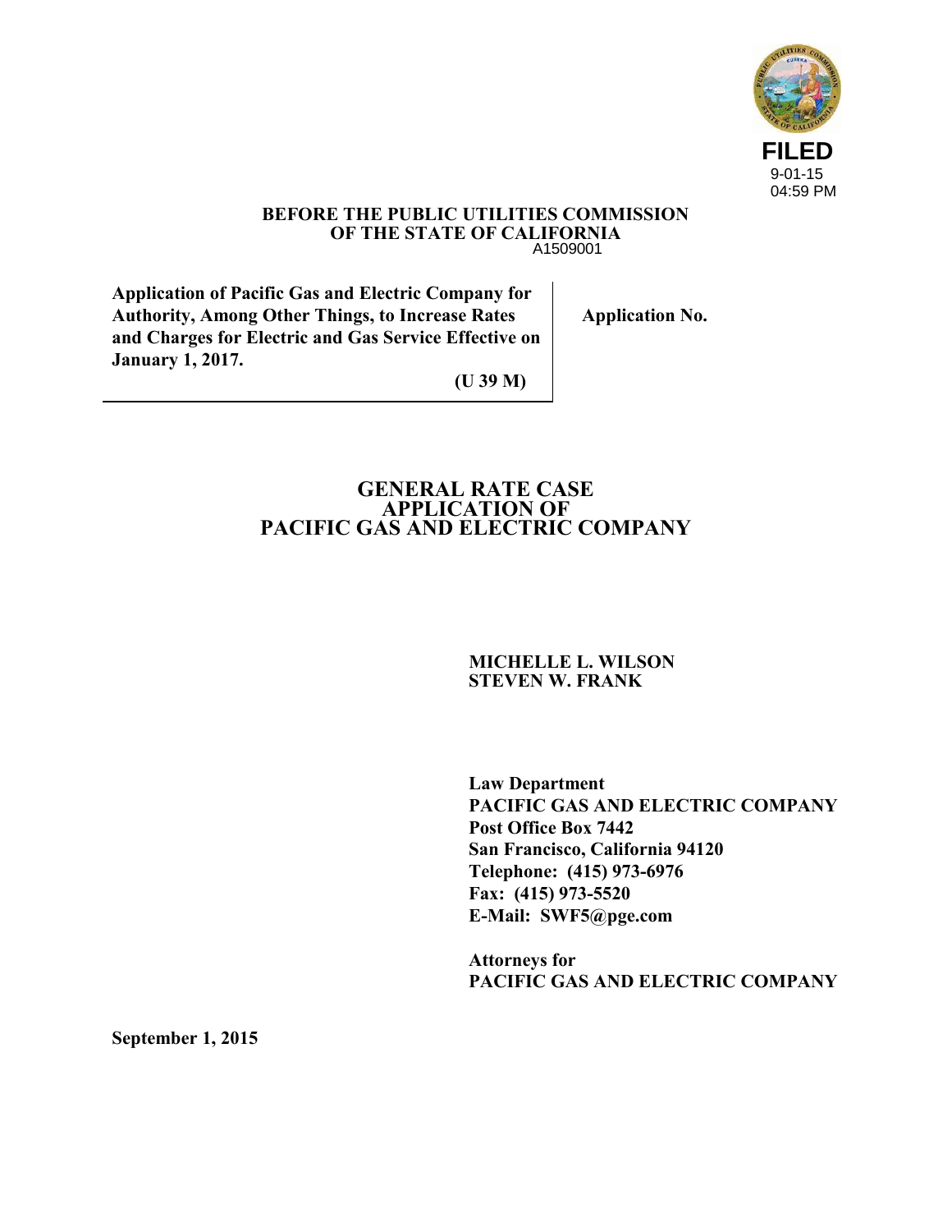FILED
9-01-15
04:59 PM

**BEFORE THE PUBLIC UTILITIES COMMISSION**
**OF THE STATE OF CALIFORNIA**

A1509001

| | |
|---|---|
| **Application of Pacific Gas and Electric Company for Authority, Among Other Things, to Increase Rates and Charges for Electric and Gas Service Effective on January 1, 2017.** **(U 39 M)** | **Application No.** |

# GENERAL RATE CASE APPLICATION OF PACIFIC GAS AND ELECTRIC COMPANY

**MICHELLE L. WILSON**
**STEVEN W. FRANK**

**Law Department**
**PACIFIC GAS AND ELECTRIC COMPANY**
**Post Office Box 7442**
**San Francisco, California 94120**
**Telephone: (415) 973-6976**
**Fax: (415) 973-5520**
**E-Mail: SWF5@pge.com**

**Attorneys for**
**PACIFIC GAS AND ELECTRIC COMPANY**

**September 1, 2015**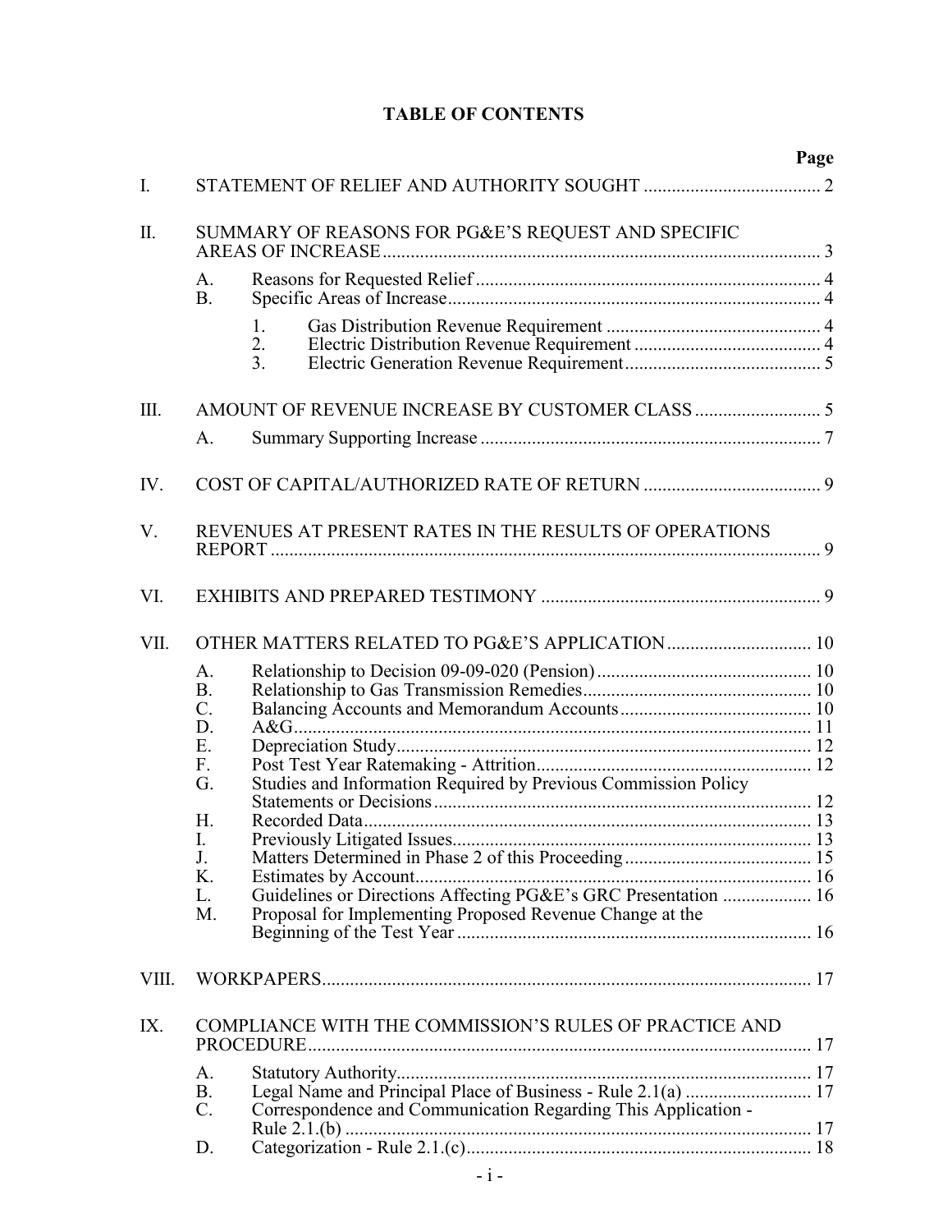# TABLE OF CONTENTS

| | | | Page |
|---|---|---|---|
| I. | STATEMENT OF RELIEF AND AUTHORITY SOUGHT | | 2 |
| II. | SUMMARY OF REASONS FOR PG&E'S REQUEST AND SPECIFIC AREAS OF INCREASE | | 3 |
| | A. | Reasons for Requested Relief | 4 |
| | B. | Specific Areas of Increase | 4 |
| | | 1. Gas Distribution Revenue Requirement | 4 |
| | | 2. Electric Distribution Revenue Requirement | 4 |
| | | 3. Electric Generation Revenue Requirement | 5 |
| III. | AMOUNT OF REVENUE INCREASE BY CUSTOMER CLASS | | 5 |
| | A. | Summary Supporting Increase | 7 |
| IV. | COST OF CAPITAL/AUTHORIZED RATE OF RETURN | | 9 |
| V. | REVENUES AT PRESENT RATES IN THE RESULTS OF OPERATIONS REPORT | | 9 |
| VI. | EXHIBITS AND PREPARED TESTIMONY | | 9 |
| VII. | OTHER MATTERS RELATED TO PG&E'S APPLICATION | | 10 |
| | A. | Relationship to Decision 09-09-020 (Pension) | 10 |
| | B. | Relationship to Gas Transmission Remedies | 10 |
| | C. | Balancing Accounts and Memorandum Accounts | 10 |
| | D. | A&G | 11 |
| | E. | Depreciation Study | 12 |
| | F. | Post Test Year Ratemaking - Attrition | 12 |
| | G. | Studies and Information Required by Previous Commission Policy Statements or Decisions | 12 |
| | H. | Recorded Data | 13 |
| | I. | Previously Litigated Issues | 13 |
| | J. | Matters Determined in Phase 2 of this Proceeding | 15 |
| | K. | Estimates by Account | 16 |
| | L. | Guidelines or Directions Affecting PG&E's GRC Presentation | 16 |
| | M. | Proposal for Implementing Proposed Revenue Change at the Beginning of the Test Year | 16 |
| VIII. | WORKPAPERS | | 17 |
| IX. | COMPLIANCE WITH THE COMMISSION'S RULES OF PRACTICE AND PROCEDURE | | 17 |
| | A. | Statutory Authority | 17 |
| | B. | Legal Name and Principal Place of Business - Rule 2.1(a) | 17 |
| | C. | Correspondence and Communication Regarding This Application - Rule 2.1.(b) | 17 |
| | D. | Categorization - Rule 2.1.(c) | 18 |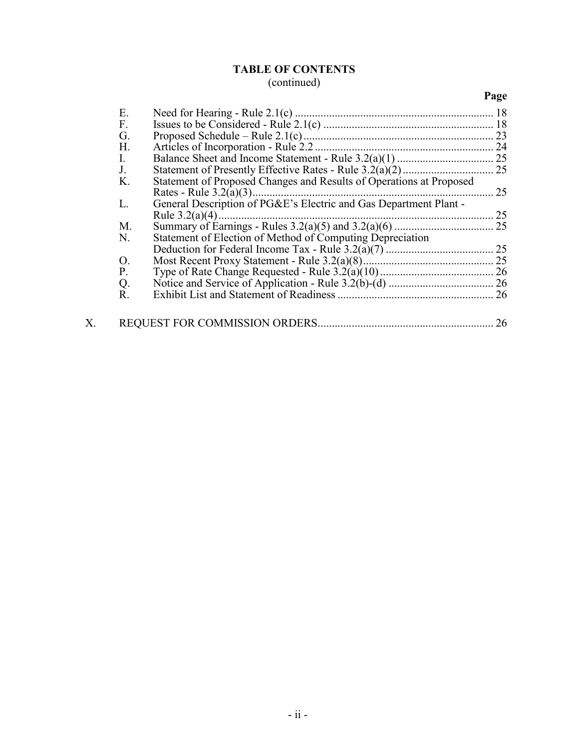**TABLE OF CONTENTS**
(continued)

| | | Page |
|---|---|---|
| E. | Need for Hearing - Rule 2.1(c) | 18 |
| F. | Issues to be Considered - Rule 2.1(c) | 18 |
| G. | Proposed Schedule – Rule 2.1(c) | 23 |
| H. | Articles of Incorporation - Rule 2.2 | 24 |
| I. | Balance Sheet and Income Statement - Rule 3.2(a)(1) | 25 |
| J. | Statement of Presently Effective Rates - Rule 3.2(a)(2) | 25 |
| K. | Statement of Proposed Changes and Results of Operations at Proposed Rates - Rule 3.2(a)(3) | 25 |
| L. | General Description of PG&E's Electric and Gas Department Plant - Rule 3.2(a)(4) | 25 |
| M. | Summary of Earnings - Rules 3.2(a)(5) and 3.2(a)(6) | 25 |
| N. | Statement of Election of Method of Computing Depreciation Deduction for Federal Income Tax - Rule 3.2(a)(7) | 25 |
| O. | Most Recent Proxy Statement - Rule 3.2(a)(8) | 25 |
| P. | Type of Rate Change Requested - Rule 3.2(a)(10) | 26 |
| Q. | Notice and Service of Application - Rule 3.2(b)-(d) | 26 |
| R. | Exhibit List and Statement of Readiness | 26 |

X. REQUEST FOR COMMISSION ORDERS ........ 26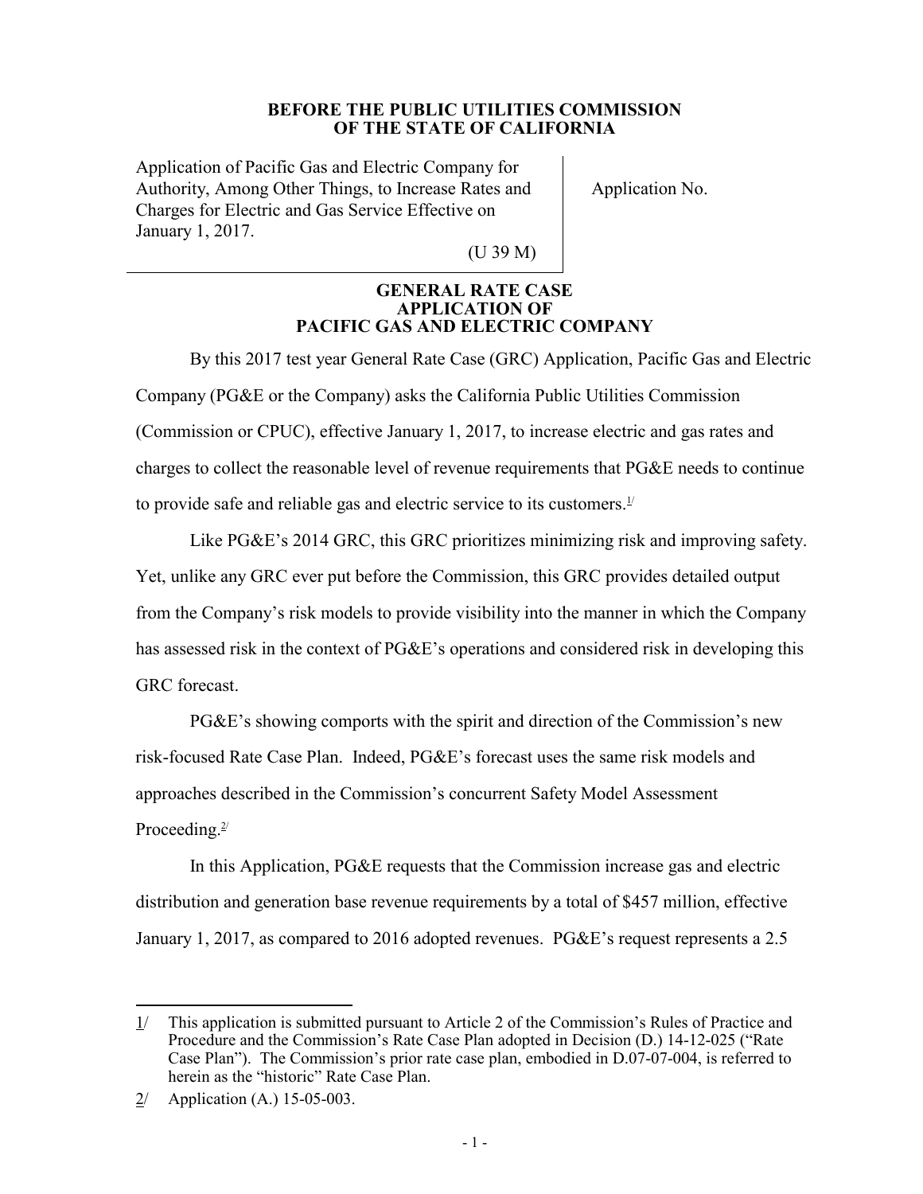**BEFORE THE PUBLIC UTILITIES COMMISSION OF THE STATE OF CALIFORNIA**

| Application of Pacific Gas and Electric Company for Authority, Among Other Things, to Increase Rates and Charges for Electric and Gas Service Effective on January 1, 2017. (U 39 M) | Application No. |
|---|---|

**GENERAL RATE CASE APPLICATION OF PACIFIC GAS AND ELECTRIC COMPANY**

By this 2017 test year General Rate Case (GRC) Application, Pacific Gas and Electric Company (PG&E or the Company) asks the California Public Utilities Commission (Commission or CPUC), effective January 1, 2017, to increase electric and gas rates and charges to collect the reasonable level of revenue requirements that PG&E needs to continue to provide safe and reliable gas and electric service to its customers.[1/]

Like PG&E's 2014 GRC, this GRC prioritizes minimizing risk and improving safety. Yet, unlike any GRC ever put before the Commission, this GRC provides detailed output from the Company's risk models to provide visibility into the manner in which the Company has assessed risk in the context of PG&E's operations and considered risk in developing this GRC forecast.

PG&E's showing comports with the spirit and direction of the Commission's new risk-focused Rate Case Plan. Indeed, PG&E's forecast uses the same risk models and approaches described in the Commission's concurrent Safety Model Assessment Proceeding.[2/]

In this Application, PG&E requests that the Commission increase gas and electric distribution and generation base revenue requirements by a total of $457 million, effective January 1, 2017, as compared to 2016 adopted revenues. PG&E's request represents a 2.5

---

1/ This application is submitted pursuant to Article 2 of the Commission's Rules of Practice and Procedure and the Commission's Rate Case Plan adopted in Decision (D.) 14-12-025 ("Rate Case Plan"). The Commission's prior rate case plan, embodied in D.07-07-004, is referred to herein as the "historic" Rate Case Plan.

2/ Application (A.) 15-05-003.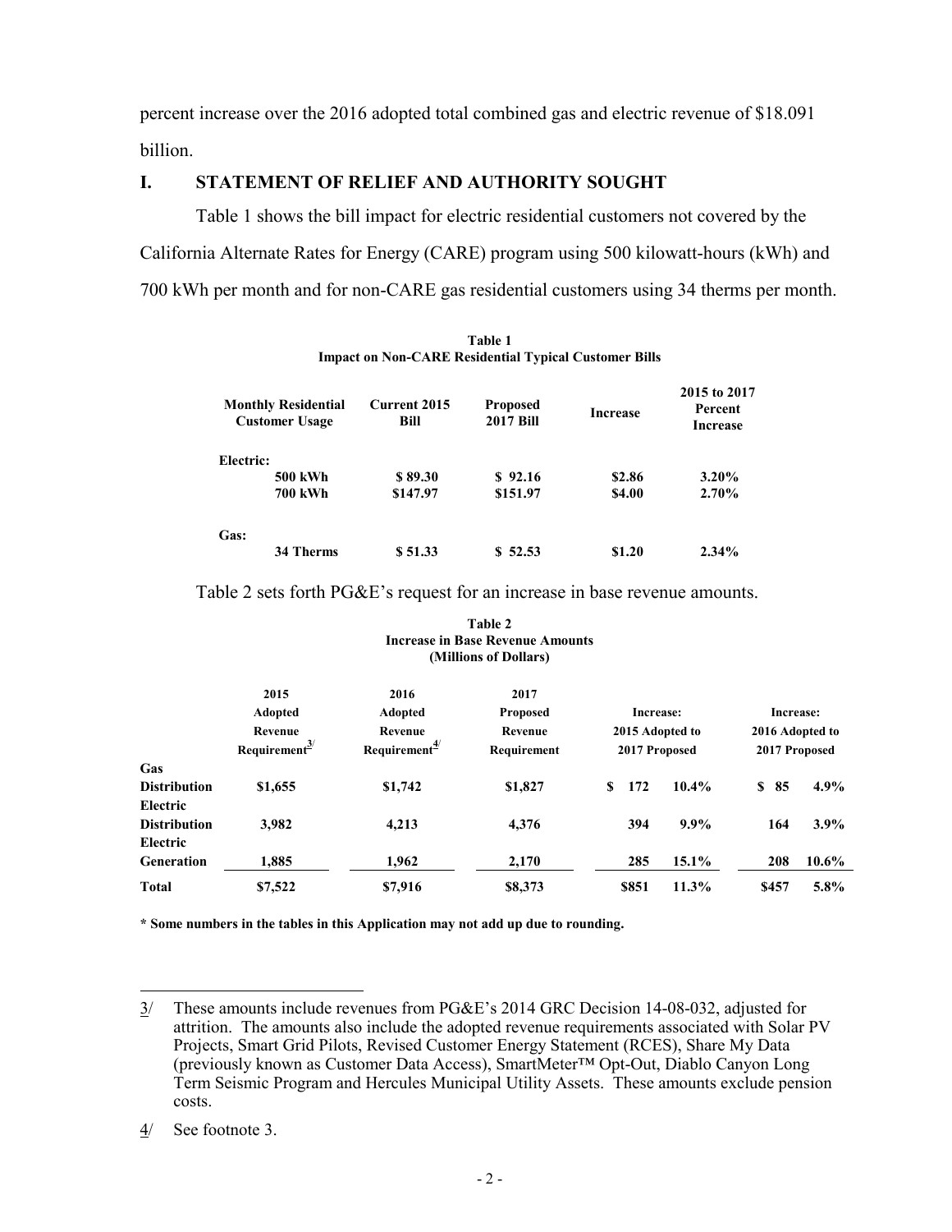percent increase over the 2016 adopted total combined gas and electric revenue of $18.091 billion.

## I. STATEMENT OF RELIEF AND AUTHORITY SOUGHT

Table 1 shows the bill impact for electric residential customers not covered by the California Alternate Rates for Energy (CARE) program using 500 kilowatt-hours (kWh) and 700 kWh per month and for non-CARE gas residential customers using 34 therms per month.

**Table 1**
**Impact on Non-CARE Residential Typical Customer Bills**

| Monthly Residential Customer Usage | Current 2015 Bill | Proposed 2017 Bill | Increase | 2015 to 2017 Percent Increase |
|---|---|---|---|---|
| **Electric:** | | | | |
| 500 kWh | $ 89.30 | $ 92.16 | $2.86 | 3.20% |
| 700 kWh | $147.97 | $151.97 | $4.00 | 2.70% |
| **Gas:** | | | | |
| 34 Therms | $ 51.33 | $ 52.53 | $1.20 | 2.34% |

Table 2 sets forth PG&E's request for an increase in base revenue amounts.

**Table 2**
**Increase in Base Revenue Amounts**
**(Millions of Dollars)**

| | 2015 Adopted Revenue Requirement[3/] | 2016 Adopted Revenue Requirement[4/] | 2017 Proposed Revenue Requirement | Increase: 2015 Adopted to 2017 Proposed | | Increase: 2016 Adopted to 2017 Proposed | |
|---|---|---|---|---|---|---|---|
| Gas Distribution | $1,655 | $1,742 | $1,827 | $ 172 | 10.4% | $ 85 | 4.9% |
| Electric Distribution | 3,982 | 4,213 | 4,376 | 394 | 9.9% | 164 | 3.9% |
| Electric Generation | 1,885 | 1,962 | 2,170 | 285 | 15.1% | 208 | 10.6% |
| **Total** | $7,522 | $7,916 | $8,373 | $851 | 11.3% | $457 | 5.8% |

**\* Some numbers in the tables in this Application may not add up due to rounding.**

---

3/ These amounts include revenues from PG&E's 2014 GRC Decision 14-08-032, adjusted for attrition. The amounts also include the adopted revenue requirements associated with Solar PV Projects, Smart Grid Pilots, Revised Customer Energy Statement (RCES), Share My Data (previously known as Customer Data Access), SmartMeter™ Opt-Out, Diablo Canyon Long Term Seismic Program and Hercules Municipal Utility Assets. These amounts exclude pension costs.

4/ See footnote 3.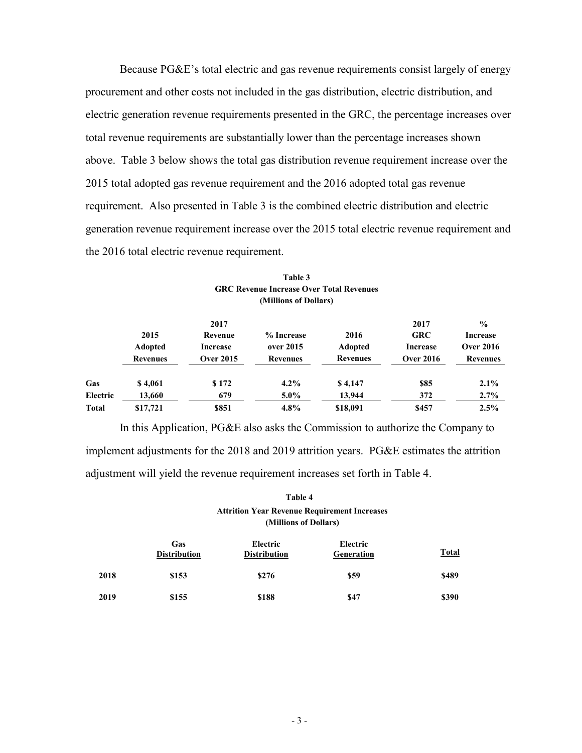Because PG&E's total electric and gas revenue requirements consist largely of energy procurement and other costs not included in the gas distribution, electric distribution, and electric generation revenue requirements presented in the GRC, the percentage increases over total revenue requirements are substantially lower than the percentage increases shown above. Table 3 below shows the total gas distribution revenue requirement increase over the 2015 total adopted gas revenue requirement and the 2016 adopted total gas revenue requirement. Also presented in Table 3 is the combined electric distribution and electric generation revenue requirement increase over the 2015 total electric revenue requirement and the 2016 total electric revenue requirement.

**Table 3**
**GRC Revenue Increase Over Total Revenues**
**(Millions of Dollars)**

| | 2015 Adopted Revenues | 2017 Revenue Increase Over 2015 | % Increase over 2015 Revenues | 2016 Adopted Revenues | 2017 GRC Increase Over 2016 | % Increase Over 2016 Revenues |
|---|---|---|---|---|---|---|
| **Gas** | **$ 4,061** | **$ 172** | **4.2%** | **$ 4,147** | **$85** | **2.1%** |
| **Electric** | **13,660** | **679** | **5.0%** | **13,944** | **372** | **2.7%** |
| **Total** | **$17,721** | **$851** | **4.8%** | **$18,091** | **$457** | **2.5%** |

In this Application, PG&E also asks the Commission to authorize the Company to implement adjustments for the 2018 and 2019 attrition years. PG&E estimates the attrition adjustment will yield the revenue requirement increases set forth in Table 4.

**Table 4**
**Attrition Year Revenue Requirement Increases**
**(Millions of Dollars)**

| | Gas Distribution | Electric Distribution | Electric Generation | Total |
|---|---|---|---|---|
| **2018** | **$153** | **$276** | **$59** | **$489** |
| **2019** | **$155** | **$188** | **$47** | **$390** |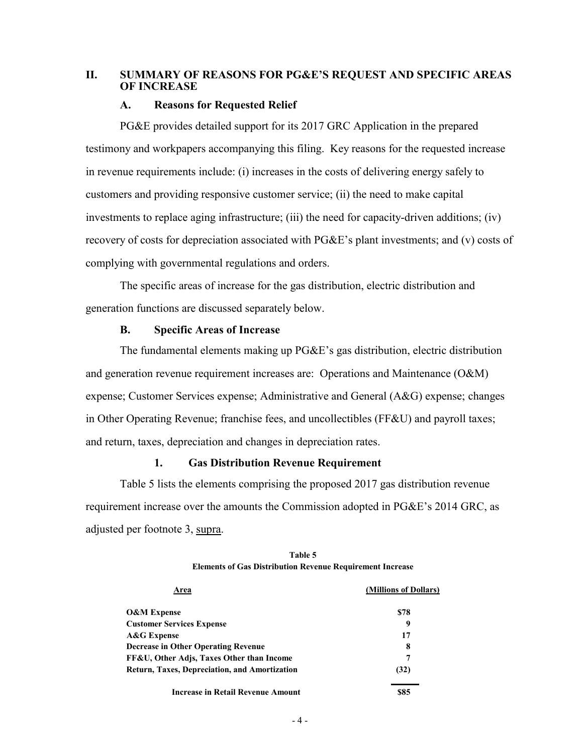## II. SUMMARY OF REASONS FOR PG&E'S REQUEST AND SPECIFIC AREAS OF INCREASE

### A. Reasons for Requested Relief

PG&E provides detailed support for its 2017 GRC Application in the prepared testimony and workpapers accompanying this filing. Key reasons for the requested increase in revenue requirements include: (i) increases in the costs of delivering energy safely to customers and providing responsive customer service; (ii) the need to make capital investments to replace aging infrastructure; (iii) the need for capacity-driven additions; (iv) recovery of costs for depreciation associated with PG&E's plant investments; and (v) costs of complying with governmental regulations and orders.

The specific areas of increase for the gas distribution, electric distribution and generation functions are discussed separately below.

### B. Specific Areas of Increase

The fundamental elements making up PG&E's gas distribution, electric distribution and generation revenue requirement increases are: Operations and Maintenance (O&M) expense; Customer Services expense; Administrative and General (A&G) expense; changes in Other Operating Revenue; franchise fees, and uncollectibles (FF&U) and payroll taxes; and return, taxes, depreciation and changes in depreciation rates.

#### 1. Gas Distribution Revenue Requirement

Table 5 lists the elements comprising the proposed 2017 gas distribution revenue requirement increase over the amounts the Commission adopted in PG&E's 2014 GRC, as adjusted per footnote 3, supra.

**Table 5**
**Elements of Gas Distribution Revenue Requirement Increase**

| Area | (Millions of Dollars) |
|---|---|
| **O&M Expense** | **$78** |
| **Customer Services Expense** | **9** |
| **A&G Expense** | **17** |
| **Decrease in Other Operating Revenue** | **8** |
| **FF&U, Other Adjs, Taxes Other than Income** | **7** |
| **Return, Taxes, Depreciation, and Amortization** | **(32)** |
| **Increase in Retail Revenue Amount** | **$85** |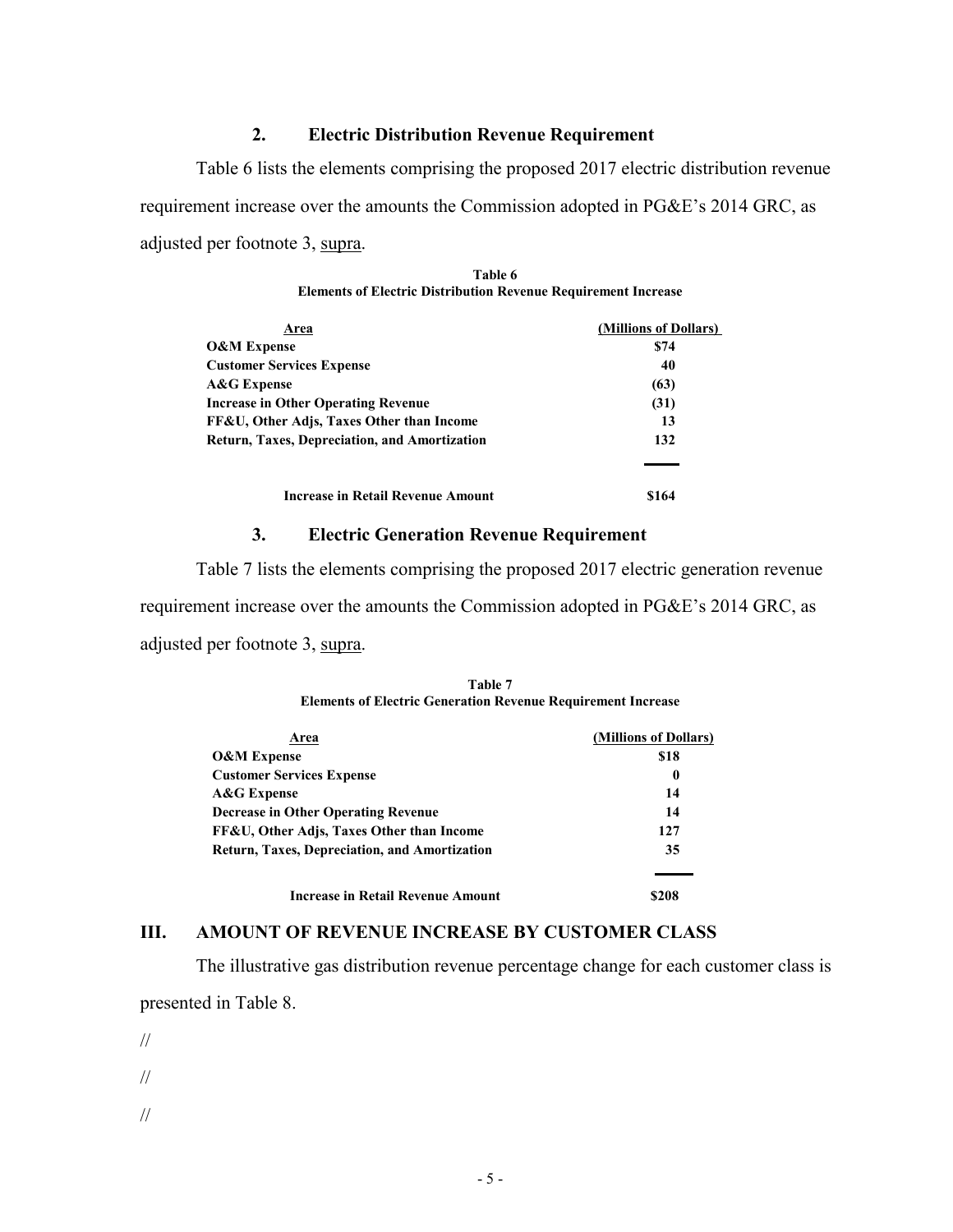### 2. Electric Distribution Revenue Requirement

Table 6 lists the elements comprising the proposed 2017 electric distribution revenue requirement increase over the amounts the Commission adopted in PG&E's 2014 GRC, as adjusted per footnote 3, supra.

**Table 6**
**Elements of Electric Distribution Revenue Requirement Increase**

| Area | (Millions of Dollars) |
|---|---|
| **O&M Expense** | **$74** |
| **Customer Services Expense** | **40** |
| **A&G Expense** | **(63)** |
| **Increase in Other Operating Revenue** | **(31)** |
| **FF&U, Other Adjs, Taxes Other than Income** | **13** |
| **Return, Taxes, Depreciation, and Amortization** | **132** |
| **Increase in Retail Revenue Amount** | **$164** |

### 3. Electric Generation Revenue Requirement

Table 7 lists the elements comprising the proposed 2017 electric generation revenue requirement increase over the amounts the Commission adopted in PG&E's 2014 GRC, as adjusted per footnote 3, supra.

**Table 7**
**Elements of Electric Generation Revenue Requirement Increase**

| Area | (Millions of Dollars) |
|---|---|
| **O&M Expense** | **$18** |
| **Customer Services Expense** | **0** |
| **A&G Expense** | **14** |
| **Decrease in Other Operating Revenue** | **14** |
| **FF&U, Other Adjs, Taxes Other than Income** | **127** |
| **Return, Taxes, Depreciation, and Amortization** | **35** |
| **Increase in Retail Revenue Amount** | **$208** |

## III. AMOUNT OF REVENUE INCREASE BY CUSTOMER CLASS

The illustrative gas distribution revenue percentage change for each customer class is presented in Table 8.

//

//

//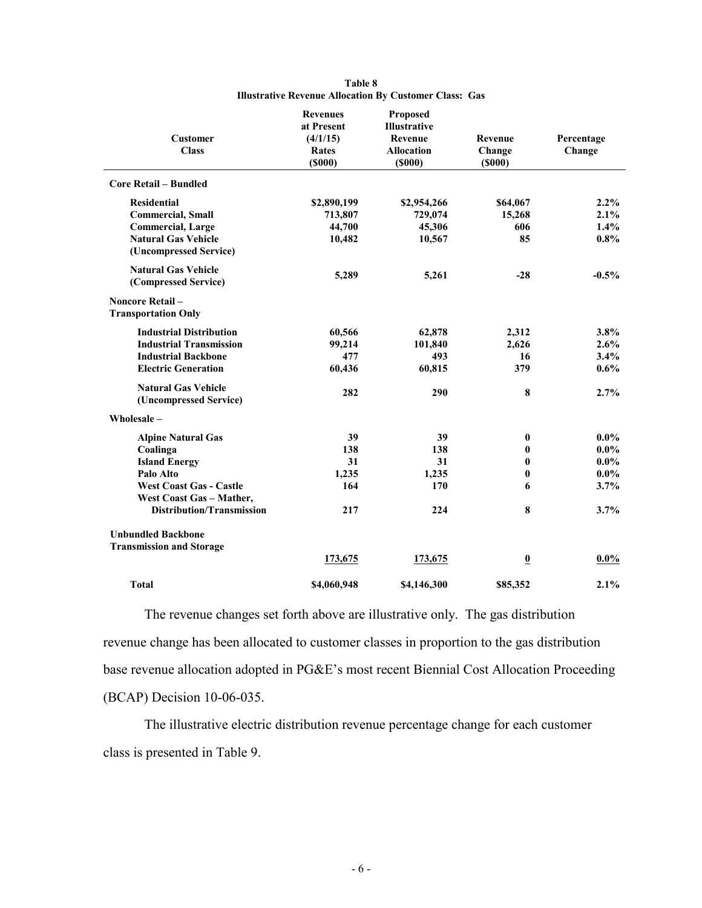**Table 8**
**Illustrative Revenue Allocation By Customer Class: Gas**

| Customer Class | Revenues at Present (4/1/15) Rates ($000) | Proposed Illustrative Revenue Allocation ($000) | Revenue Change ($000) | Percentage Change |
|---|---|---|---|---|
| **Core Retail – Bundled** | | | | |
| **Residential** | **$2,890,199** | **$2,954,266** | **$64,067** | **2.2%** |
| **Commercial, Small** | **713,807** | **729,074** | **15,268** | **2.1%** |
| **Commercial, Large** | **44,700** | **45,306** | **606** | **1.4%** |
| **Natural Gas Vehicle (Uncompressed Service)** | **10,482** | **10,567** | **85** | **0.8%** |
| **Natural Gas Vehicle (Compressed Service)** | **5,289** | **5,261** | **-28** | **-0.5%** |
| **Noncore Retail – Transportation Only** | | | | |
| **Industrial Distribution** | **60,566** | **62,878** | **2,312** | **3.8%** |
| **Industrial Transmission** | **99,214** | **101,840** | **2,626** | **2.6%** |
| **Industrial Backbone** | **477** | **493** | **16** | **3.4%** |
| **Electric Generation** | **60,436** | **60,815** | **379** | **0.6%** |
| **Natural Gas Vehicle (Uncompressed Service)** | **282** | **290** | **8** | **2.7%** |
| **Wholesale –** | | | | |
| **Alpine Natural Gas** | **39** | **39** | **0** | **0.0%** |
| **Coalinga** | **138** | **138** | **0** | **0.0%** |
| **Island Energy** | **31** | **31** | **0** | **0.0%** |
| **Palo Alto** | **1,235** | **1,235** | **0** | **0.0%** |
| **West Coast Gas - Castle** | **164** | **170** | **6** | **3.7%** |
| **West Coast Gas – Mather, Distribution/Transmission** | **217** | **224** | **8** | **3.7%** |
| **Unbundled Backbone Transmission and Storage** | **173,675** | **173,675** | **0** | **0.0%** |
| **Total** | **$4,060,948** | **$4,146,300** | **$85,352** | **2.1%** |

The revenue changes set forth above are illustrative only. The gas distribution revenue change has been allocated to customer classes in proportion to the gas distribution base revenue allocation adopted in PG&E's most recent Biennial Cost Allocation Proceeding (BCAP) Decision 10-06-035.

The illustrative electric distribution revenue percentage change for each customer class is presented in Table 9.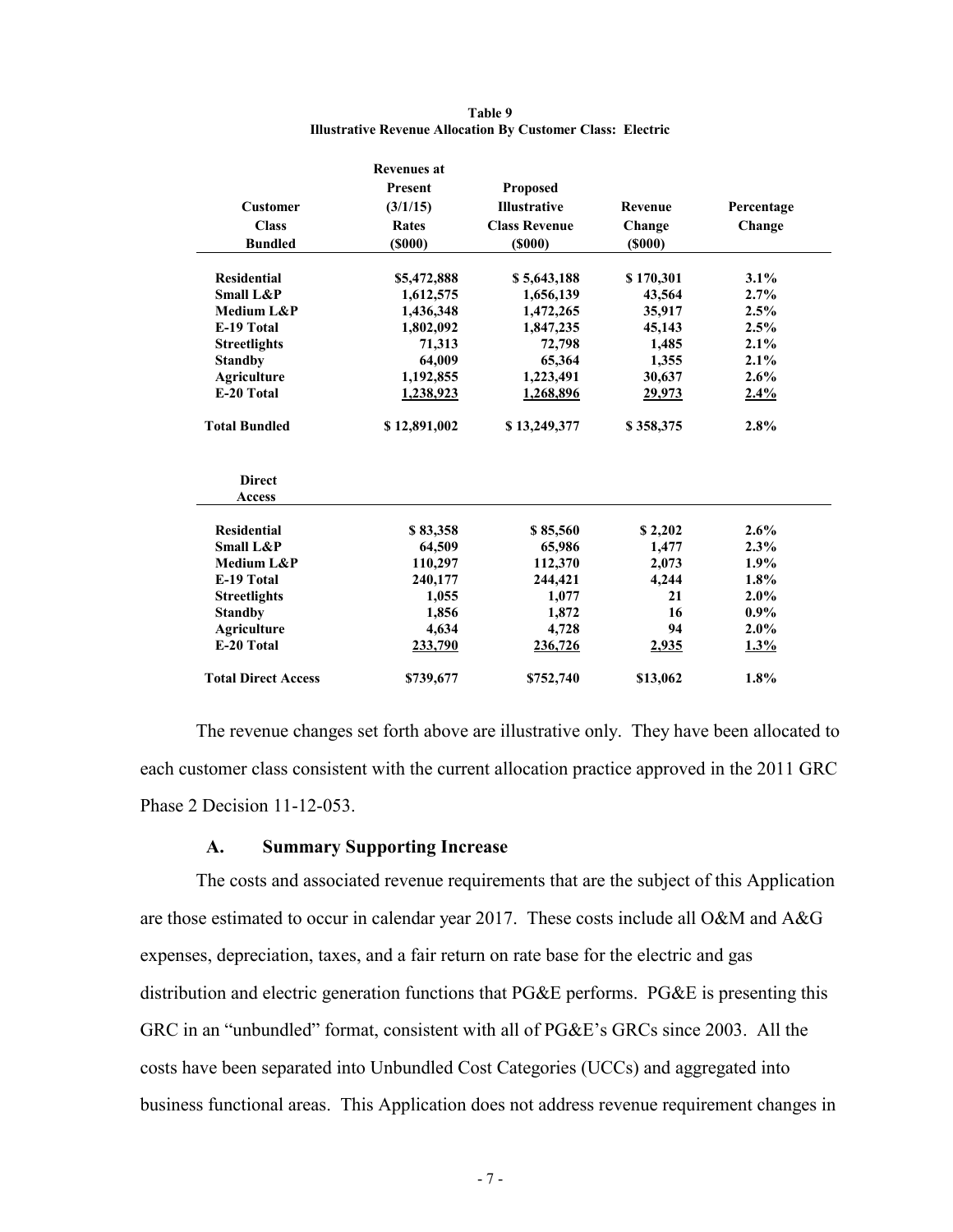**Table 9**
**Illustrative Revenue Allocation By Customer Class: Electric**

| Customer Class Bundled | Revenues at Present (3/1/15) Rates ($000) | Proposed Illustrative Class Revenue ($000) | Revenue Change ($000) | Percentage Change |
|---|---|---|---|---|
| **Residential** | **$5,472,888** | **$ 5,643,188** | **$ 170,301** | **3.1%** |
| **Small L&P** | **1,612,575** | **1,656,139** | **43,564** | **2.7%** |
| **Medium L&P** | **1,436,348** | **1,472,265** | **35,917** | **2.5%** |
| **E-19 Total** | **1,802,092** | **1,847,235** | **45,143** | **2.5%** |
| **Streetlights** | **71,313** | **72,798** | **1,485** | **2.1%** |
| **Standby** | **64,009** | **65,364** | **1,355** | **2.1%** |
| **Agriculture** | **1,192,855** | **1,223,491** | **30,637** | **2.6%** |
| **E-20 Total** | **1,238,923** | **1,268,896** | **29,973** | **2.4%** |
| **Total Bundled** | **$ 12,891,002** | **$ 13,249,377** | **$ 358,375** | **2.8%** |
| **Direct Access** | | | | |
| **Residential** | **$ 83,358** | **$ 85,560** | **$ 2,202** | **2.6%** |
| **Small L&P** | **64,509** | **65,986** | **1,477** | **2.3%** |
| **Medium L&P** | **110,297** | **112,370** | **2,073** | **1.9%** |
| **E-19 Total** | **240,177** | **244,421** | **4,244** | **1.8%** |
| **Streetlights** | **1,055** | **1,077** | **21** | **2.0%** |
| **Standby** | **1,856** | **1,872** | **16** | **0.9%** |
| **Agriculture** | **4,634** | **4,728** | **94** | **2.0%** |
| **E-20 Total** | **233,790** | **236,726** | **2,935** | **1.3%** |
| **Total Direct Access** | **$739,677** | **$752,740** | **$13,062** | **1.8%** |

The revenue changes set forth above are illustrative only. They have been allocated to each customer class consistent with the current allocation practice approved in the 2011 GRC Phase 2 Decision 11-12-053.

### A. Summary Supporting Increase

The costs and associated revenue requirements that are the subject of this Application are those estimated to occur in calendar year 2017. These costs include all O&M and A&G expenses, depreciation, taxes, and a fair return on rate base for the electric and gas distribution and electric generation functions that PG&E performs. PG&E is presenting this GRC in an "unbundled" format, consistent with all of PG&E's GRCs since 2003. All the costs have been separated into Unbundled Cost Categories (UCCs) and aggregated into business functional areas. This Application does not address revenue requirement changes in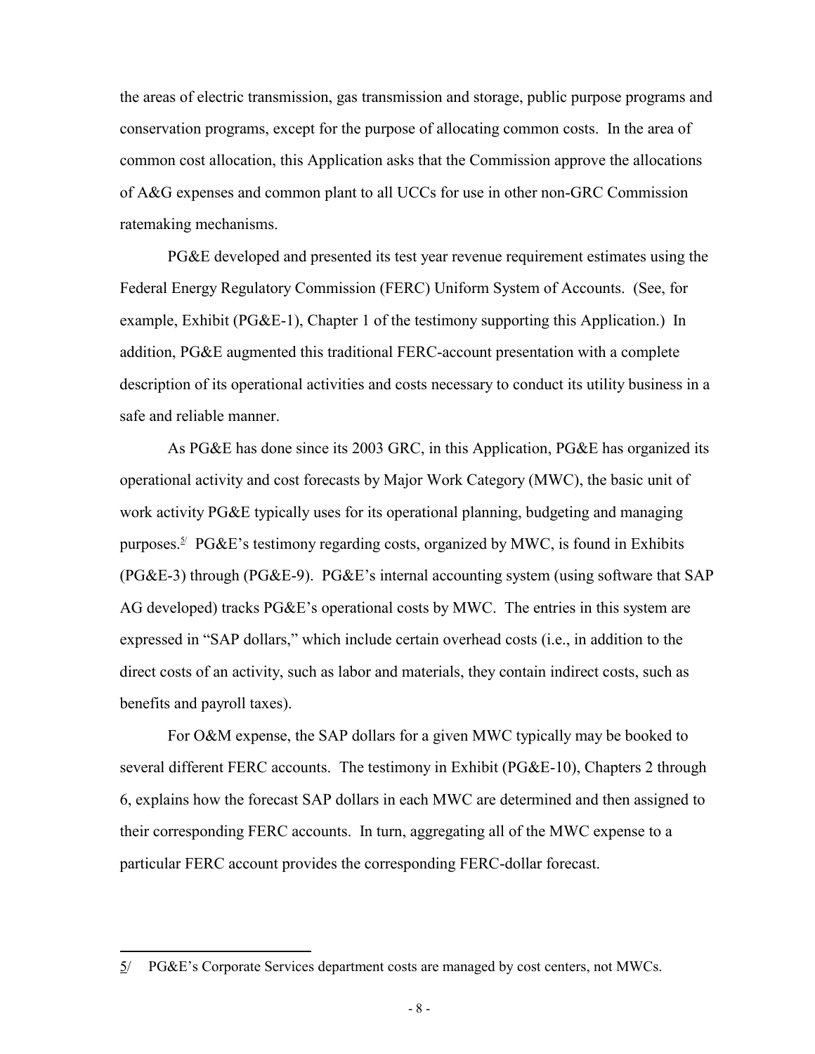the areas of electric transmission, gas transmission and storage, public purpose programs and conservation programs, except for the purpose of allocating common costs. In the area of common cost allocation, this Application asks that the Commission approve the allocations of A&G expenses and common plant to all UCCs for use in other non-GRC Commission ratemaking mechanisms.

PG&E developed and presented its test year revenue requirement estimates using the Federal Energy Regulatory Commission (FERC) Uniform System of Accounts. (See, for example, Exhibit (PG&E-1), Chapter 1 of the testimony supporting this Application.) In addition, PG&E augmented this traditional FERC-account presentation with a complete description of its operational activities and costs necessary to conduct its utility business in a safe and reliable manner.

As PG&E has done since its 2003 GRC, in this Application, PG&E has organized its operational activity and cost forecasts by Major Work Category (MWC), the basic unit of work activity PG&E typically uses for its operational planning, budgeting and managing purposes.[5/] PG&E's testimony regarding costs, organized by MWC, is found in Exhibits (PG&E-3) through (PG&E-9). PG&E's internal accounting system (using software that SAP AG developed) tracks PG&E's operational costs by MWC. The entries in this system are expressed in "SAP dollars," which include certain overhead costs (i.e., in addition to the direct costs of an activity, such as labor and materials, they contain indirect costs, such as benefits and payroll taxes).

For O&M expense, the SAP dollars for a given MWC typically may be booked to several different FERC accounts. The testimony in Exhibit (PG&E-10), Chapters 2 through 6, explains how the forecast SAP dollars in each MWC are determined and then assigned to their corresponding FERC accounts. In turn, aggregating all of the MWC expense to a particular FERC account provides the corresponding FERC-dollar forecast.

---

5/ PG&E's Corporate Services department costs are managed by cost centers, not MWCs.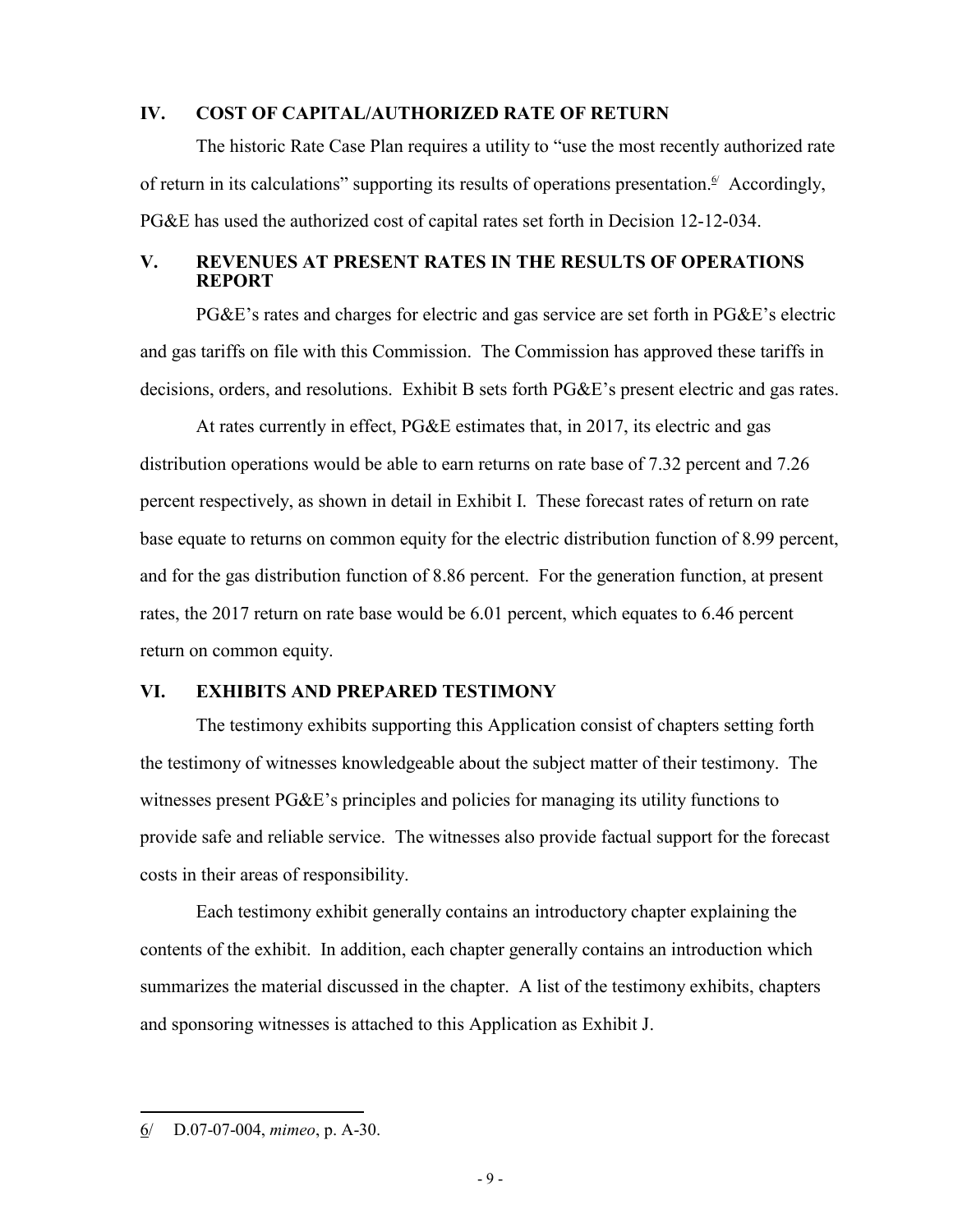## IV. COST OF CAPITAL/AUTHORIZED RATE OF RETURN

The historic Rate Case Plan requires a utility to "use the most recently authorized rate of return in its calculations" supporting its results of operations presentation.[6] Accordingly, PG&E has used the authorized cost of capital rates set forth in Decision 12-12-034.

## V. REVENUES AT PRESENT RATES IN THE RESULTS OF OPERATIONS REPORT

PG&E's rates and charges for electric and gas service are set forth in PG&E's electric and gas tariffs on file with this Commission. The Commission has approved these tariffs in decisions, orders, and resolutions. Exhibit B sets forth PG&E's present electric and gas rates.

At rates currently in effect, PG&E estimates that, in 2017, its electric and gas distribution operations would be able to earn returns on rate base of 7.32 percent and 7.26 percent respectively, as shown in detail in Exhibit I. These forecast rates of return on rate base equate to returns on common equity for the electric distribution function of 8.99 percent, and for the gas distribution function of 8.86 percent. For the generation function, at present rates, the 2017 return on rate base would be 6.01 percent, which equates to 6.46 percent return on common equity.

## VI. EXHIBITS AND PREPARED TESTIMONY

The testimony exhibits supporting this Application consist of chapters setting forth the testimony of witnesses knowledgeable about the subject matter of their testimony. The witnesses present PG&E's principles and policies for managing its utility functions to provide safe and reliable service. The witnesses also provide factual support for the forecast costs in their areas of responsibility.

Each testimony exhibit generally contains an introductory chapter explaining the contents of the exhibit. In addition, each chapter generally contains an introduction which summarizes the material discussed in the chapter. A list of the testimony exhibits, chapters and sponsoring witnesses is attached to this Application as Exhibit J.

---

6/ D.07-07-004, *mimeo*, p. A-30.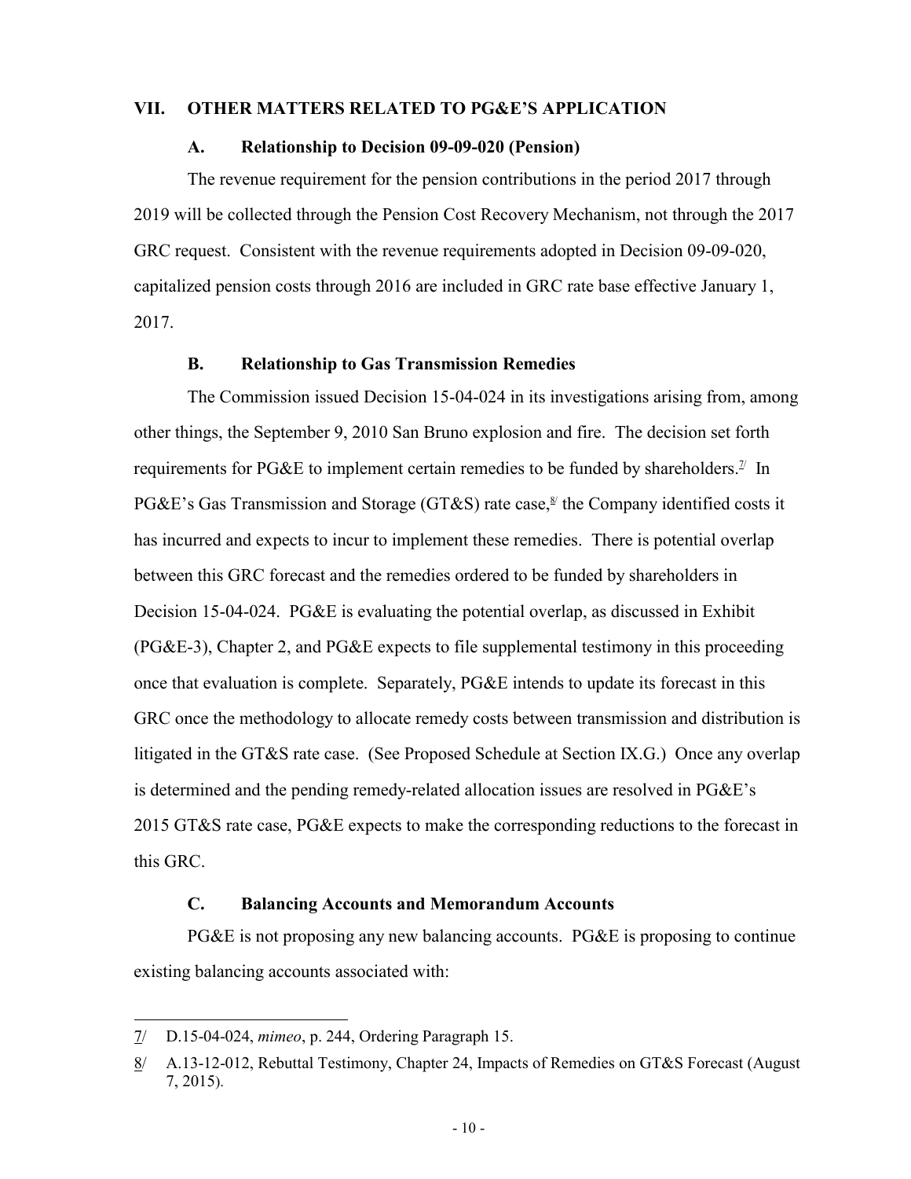## VII. OTHER MATTERS RELATED TO PG&E'S APPLICATION

### A. Relationship to Decision 09-09-020 (Pension)

The revenue requirement for the pension contributions in the period 2017 through 2019 will be collected through the Pension Cost Recovery Mechanism, not through the 2017 GRC request. Consistent with the revenue requirements adopted in Decision 09-09-020, capitalized pension costs through 2016 are included in GRC rate base effective January 1, 2017.

### B. Relationship to Gas Transmission Remedies

The Commission issued Decision 15-04-024 in its investigations arising from, among other things, the September 9, 2010 San Bruno explosion and fire. The decision set forth requirements for PG&E to implement certain remedies to be funded by shareholders.[7] In PG&E's Gas Transmission and Storage (GT&S) rate case,[8] the Company identified costs it has incurred and expects to incur to implement these remedies. There is potential overlap between this GRC forecast and the remedies ordered to be funded by shareholders in Decision 15-04-024. PG&E is evaluating the potential overlap, as discussed in Exhibit (PG&E-3), Chapter 2, and PG&E expects to file supplemental testimony in this proceeding once that evaluation is complete. Separately, PG&E intends to update its forecast in this GRC once the methodology to allocate remedy costs between transmission and distribution is litigated in the GT&S rate case. (See Proposed Schedule at Section IX.G.) Once any overlap is determined and the pending remedy-related allocation issues are resolved in PG&E's 2015 GT&S rate case, PG&E expects to make the corresponding reductions to the forecast in this GRC.

### C. Balancing Accounts and Memorandum Accounts

PG&E is not proposing any new balancing accounts. PG&E is proposing to continue existing balancing accounts associated with:

---

7/ D.15-04-024, *mimeo*, p. 244, Ordering Paragraph 15.

8/ A.13-12-012, Rebuttal Testimony, Chapter 24, Impacts of Remedies on GT&S Forecast (August 7, 2015).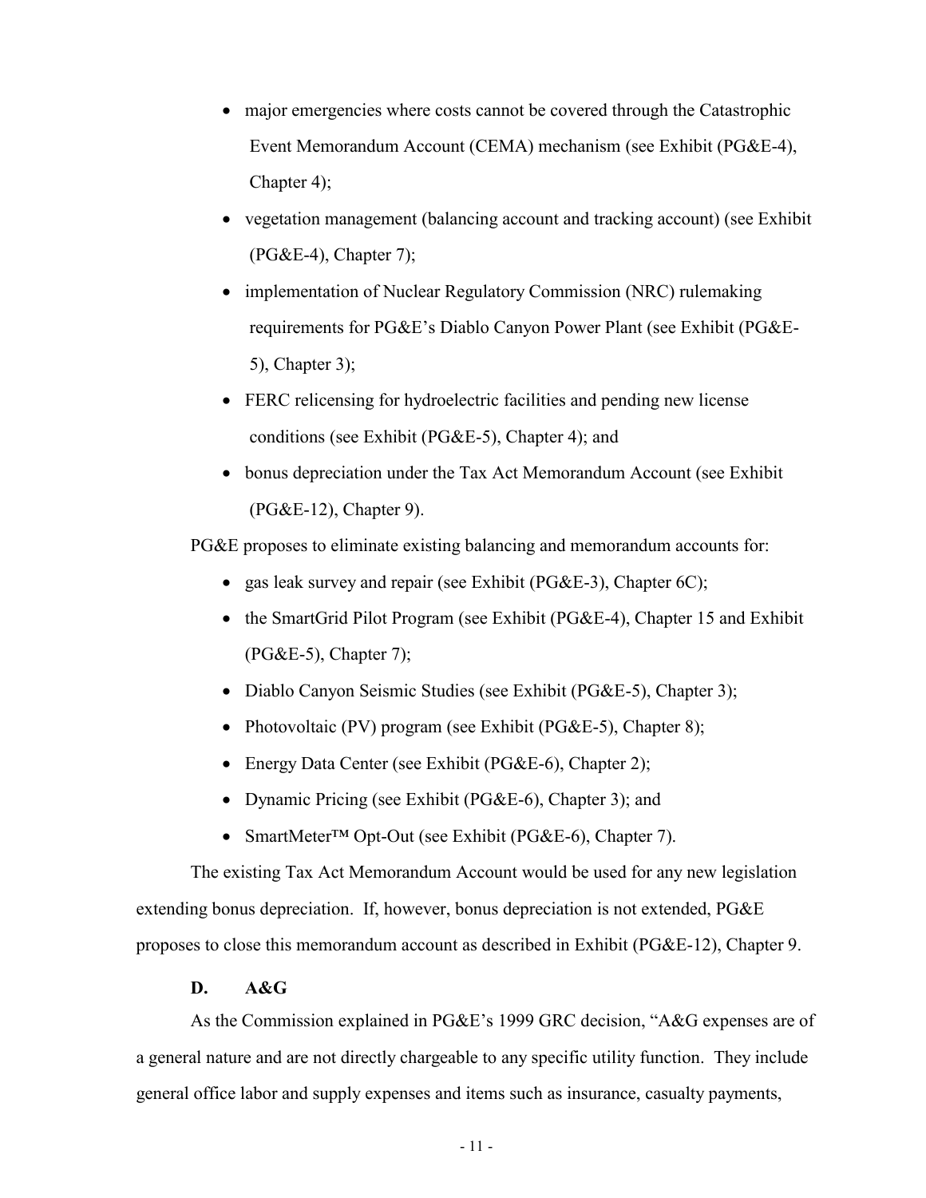- major emergencies where costs cannot be covered through the Catastrophic Event Memorandum Account (CEMA) mechanism (see Exhibit (PG&E-4), Chapter 4);
- vegetation management (balancing account and tracking account) (see Exhibit (PG&E-4), Chapter 7);
- implementation of Nuclear Regulatory Commission (NRC) rulemaking requirements for PG&E's Diablo Canyon Power Plant (see Exhibit (PG&E-5), Chapter 3);
- FERC relicensing for hydroelectric facilities and pending new license conditions (see Exhibit (PG&E-5), Chapter 4); and
- bonus depreciation under the Tax Act Memorandum Account (see Exhibit (PG&E-12), Chapter 9).

PG&E proposes to eliminate existing balancing and memorandum accounts for:

- gas leak survey and repair (see Exhibit (PG&E-3), Chapter 6C);
- the SmartGrid Pilot Program (see Exhibit (PG&E-4), Chapter 15 and Exhibit (PG&E-5), Chapter 7);
- Diablo Canyon Seismic Studies (see Exhibit (PG&E-5), Chapter 3);
- Photovoltaic (PV) program (see Exhibit (PG&E-5), Chapter 8);
- Energy Data Center (see Exhibit (PG&E-6), Chapter 2);
- Dynamic Pricing (see Exhibit (PG&E-6), Chapter 3); and
- SmartMeter™ Opt-Out (see Exhibit (PG&E-6), Chapter 7).

The existing Tax Act Memorandum Account would be used for any new legislation extending bonus depreciation. If, however, bonus depreciation is not extended, PG&E proposes to close this memorandum account as described in Exhibit (PG&E-12), Chapter 9.

### D. A&G

As the Commission explained in PG&E's 1999 GRC decision, "A&G expenses are of a general nature and are not directly chargeable to any specific utility function. They include general office labor and supply expenses and items such as insurance, casualty payments,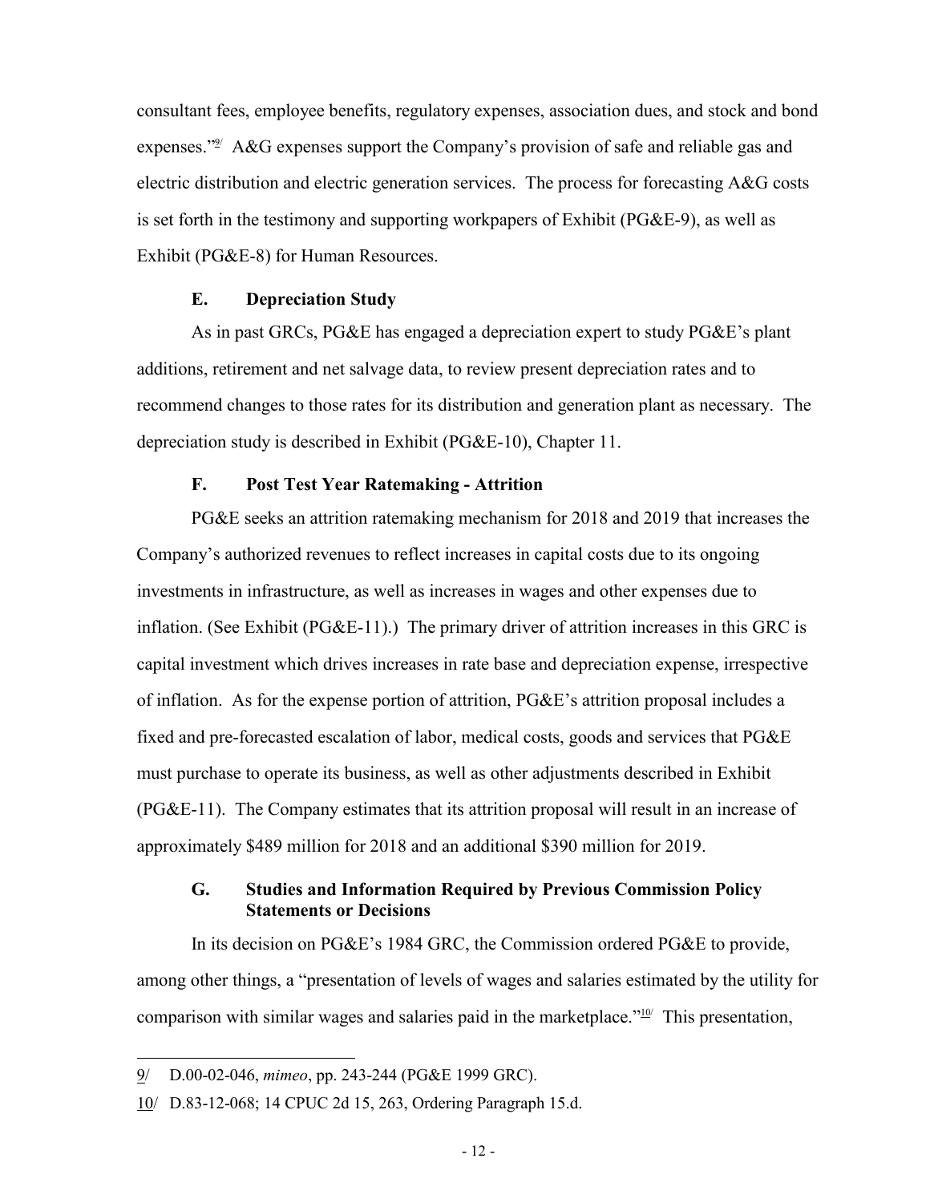consultant fees, employee benefits, regulatory expenses, association dues, and stock and bond expenses."[9] A&G expenses support the Company's provision of safe and reliable gas and electric distribution and electric generation services. The process for forecasting A&G costs is set forth in the testimony and supporting workpapers of Exhibit (PG&E-9), as well as Exhibit (PG&E-8) for Human Resources.

### E. Depreciation Study

As in past GRCs, PG&E has engaged a depreciation expert to study PG&E's plant additions, retirement and net salvage data, to review present depreciation rates and to recommend changes to those rates for its distribution and generation plant as necessary. The depreciation study is described in Exhibit (PG&E-10), Chapter 11.

### F. Post Test Year Ratemaking - Attrition

PG&E seeks an attrition ratemaking mechanism for 2018 and 2019 that increases the Company's authorized revenues to reflect increases in capital costs due to its ongoing investments in infrastructure, as well as increases in wages and other expenses due to inflation. (See Exhibit (PG&E-11).) The primary driver of attrition increases in this GRC is capital investment which drives increases in rate base and depreciation expense, irrespective of inflation. As for the expense portion of attrition, PG&E's attrition proposal includes a fixed and pre-forecasted escalation of labor, medical costs, goods and services that PG&E must purchase to operate its business, as well as other adjustments described in Exhibit (PG&E-11). The Company estimates that its attrition proposal will result in an increase of approximately $489 million for 2018 and an additional $390 million for 2019.

### G. Studies and Information Required by Previous Commission Policy Statements or Decisions

In its decision on PG&E's 1984 GRC, the Commission ordered PG&E to provide, among other things, a "presentation of levels of wages and salaries estimated by the utility for comparison with similar wages and salaries paid in the marketplace."[10] This presentation,

---

9/ D.00-02-046, *mimeo*, pp. 243-244 (PG&E 1999 GRC).

10/ D.83-12-068; 14 CPUC 2d 15, 263, Ordering Paragraph 15.d.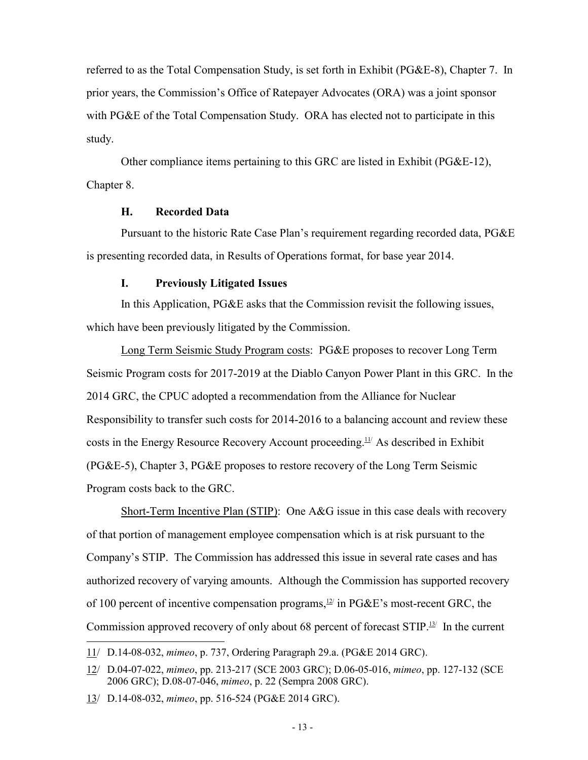referred to as the Total Compensation Study, is set forth in Exhibit (PG&E-8), Chapter 7. In prior years, the Commission's Office of Ratepayer Advocates (ORA) was a joint sponsor with PG&E of the Total Compensation Study. ORA has elected not to participate in this study.

Other compliance items pertaining to this GRC are listed in Exhibit (PG&E-12), Chapter 8.

### H. Recorded Data

Pursuant to the historic Rate Case Plan's requirement regarding recorded data, PG&E is presenting recorded data, in Results of Operations format, for base year 2014.

### I. Previously Litigated Issues

In this Application, PG&E asks that the Commission revisit the following issues, which have been previously litigated by the Commission.

Long Term Seismic Study Program costs: PG&E proposes to recover Long Term Seismic Program costs for 2017-2019 at the Diablo Canyon Power Plant in this GRC. In the 2014 GRC, the CPUC adopted a recommendation from the Alliance for Nuclear Responsibility to transfer such costs for 2014-2016 to a balancing account and review these costs in the Energy Resource Recovery Account proceeding.[11] As described in Exhibit (PG&E-5), Chapter 3, PG&E proposes to restore recovery of the Long Term Seismic Program costs back to the GRC.

Short-Term Incentive Plan (STIP): One A&G issue in this case deals with recovery of that portion of management employee compensation which is at risk pursuant to the Company's STIP. The Commission has addressed this issue in several rate cases and has authorized recovery of varying amounts. Although the Commission has supported recovery of 100 percent of incentive compensation programs,[12] in PG&E's most-recent GRC, the Commission approved recovery of only about 68 percent of forecast STIP.[13] In the current

---

11/ D.14-08-032, *mimeo*, p. 737, Ordering Paragraph 29.a. (PG&E 2014 GRC).

12/ D.04-07-022, *mimeo*, pp. 213-217 (SCE 2003 GRC); D.06-05-016, *mimeo*, pp. 127-132 (SCE 2006 GRC); D.08-07-046, *mimeo*, p. 22 (Sempra 2008 GRC).

13/ D.14-08-032, *mimeo*, pp. 516-524 (PG&E 2014 GRC).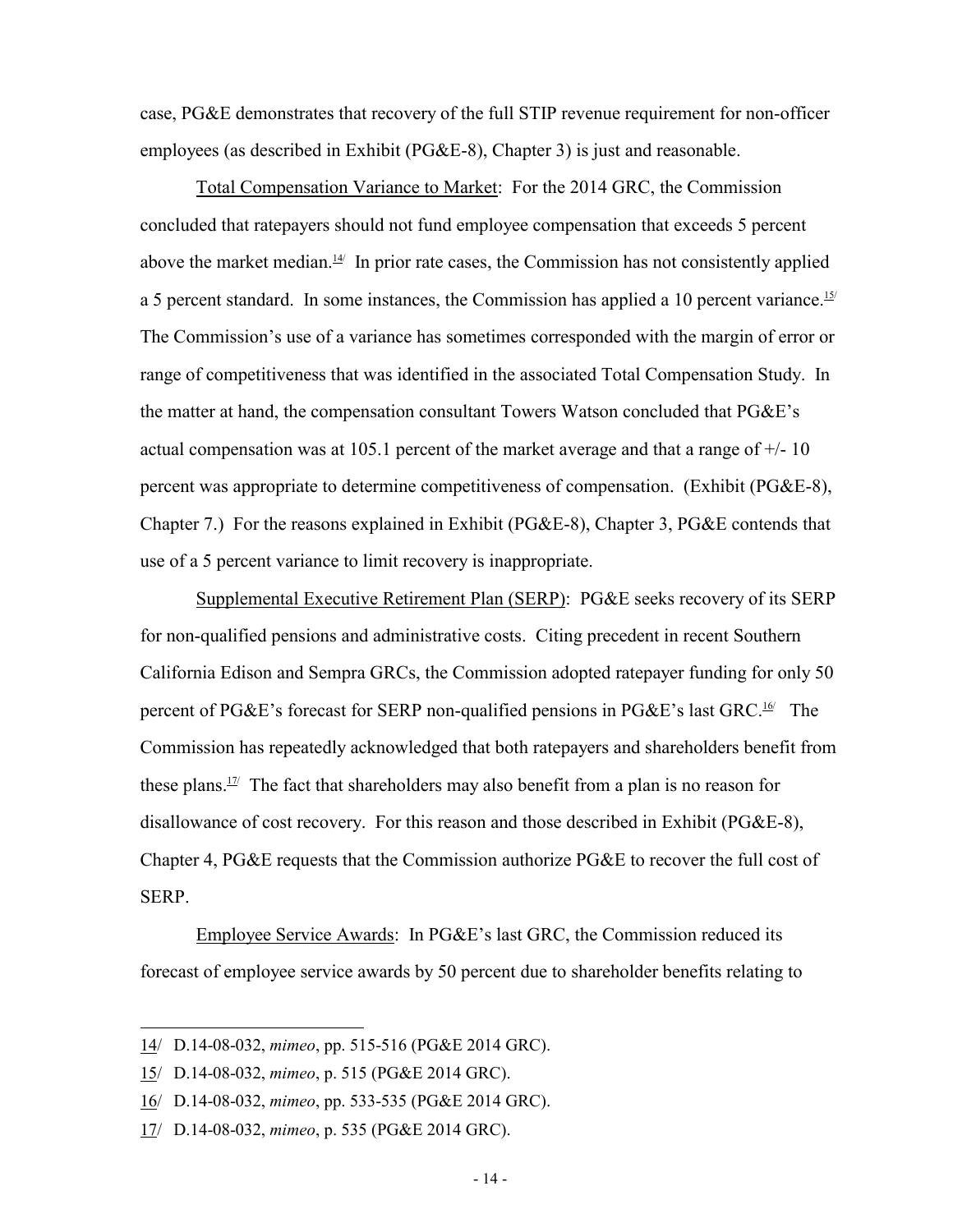case, PG&E demonstrates that recovery of the full STIP revenue requirement for non-officer employees (as described in Exhibit (PG&E-8), Chapter 3) is just and reasonable.

Total Compensation Variance to Market: For the 2014 GRC, the Commission concluded that ratepayers should not fund employee compensation that exceeds 5 percent above the market median.[14] In prior rate cases, the Commission has not consistently applied a 5 percent standard. In some instances, the Commission has applied a 10 percent variance.[15] The Commission's use of a variance has sometimes corresponded with the margin of error or range of competitiveness that was identified in the associated Total Compensation Study. In the matter at hand, the compensation consultant Towers Watson concluded that PG&E's actual compensation was at 105.1 percent of the market average and that a range of +/- 10 percent was appropriate to determine competitiveness of compensation. (Exhibit (PG&E-8), Chapter 7.) For the reasons explained in Exhibit (PG&E-8), Chapter 3, PG&E contends that use of a 5 percent variance to limit recovery is inappropriate.

Supplemental Executive Retirement Plan (SERP): PG&E seeks recovery of its SERP for non-qualified pensions and administrative costs. Citing precedent in recent Southern California Edison and Sempra GRCs, the Commission adopted ratepayer funding for only 50 percent of PG&E's forecast for SERP non-qualified pensions in PG&E's last GRC.[16] The Commission has repeatedly acknowledged that both ratepayers and shareholders benefit from these plans.[17] The fact that shareholders may also benefit from a plan is no reason for disallowance of cost recovery. For this reason and those described in Exhibit (PG&E-8), Chapter 4, PG&E requests that the Commission authorize PG&E to recover the full cost of SERP.

Employee Service Awards: In PG&E's last GRC, the Commission reduced its forecast of employee service awards by 50 percent due to shareholder benefits relating to

---

14/ D.14-08-032, *mimeo*, pp. 515-516 (PG&E 2014 GRC).

15/ D.14-08-032, *mimeo*, p. 515 (PG&E 2014 GRC).

16/ D.14-08-032, *mimeo*, pp. 533-535 (PG&E 2014 GRC).

17/ D.14-08-032, *mimeo*, p. 535 (PG&E 2014 GRC).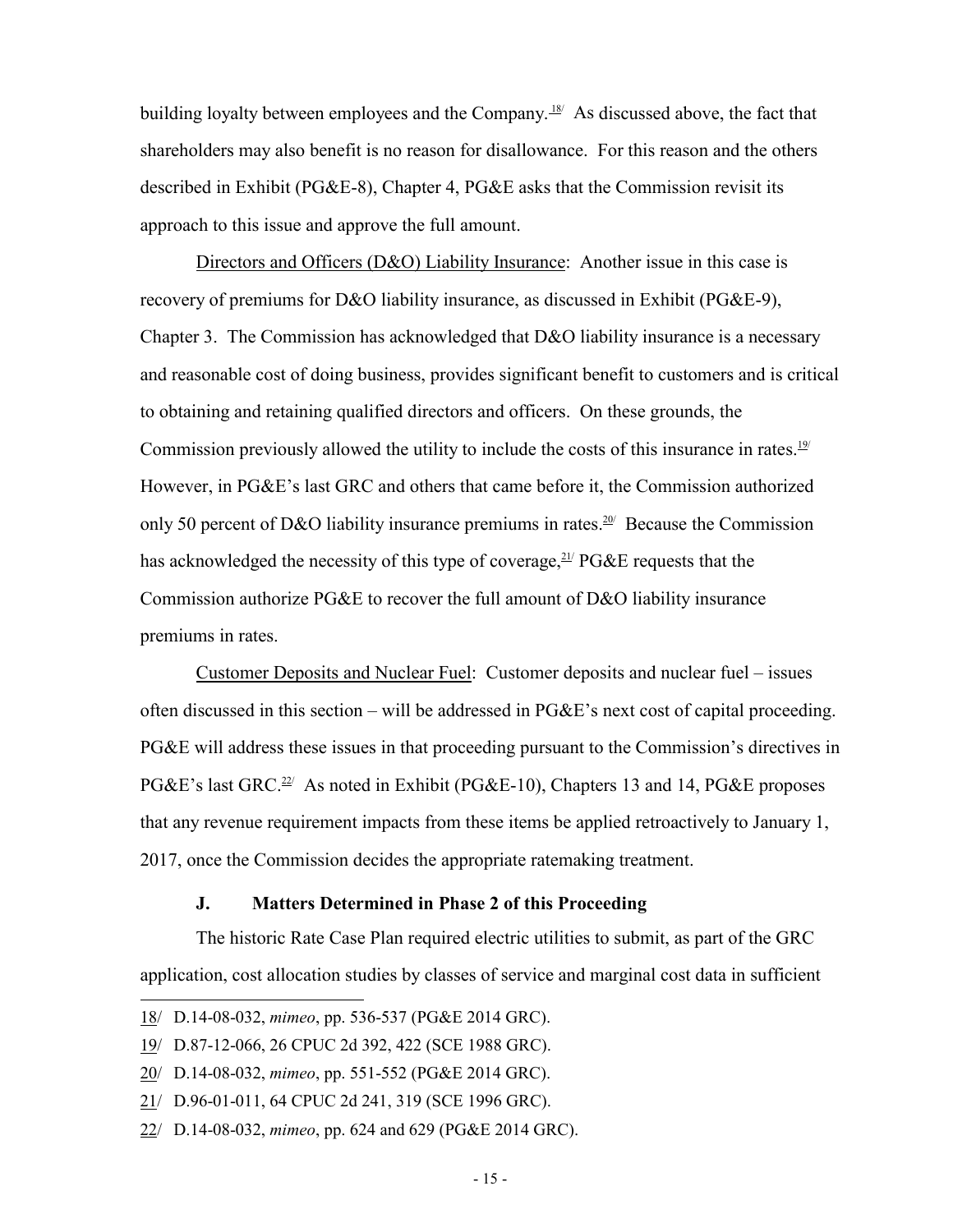building loyalty between employees and the Company.[18] As discussed above, the fact that shareholders may also benefit is no reason for disallowance. For this reason and the others described in Exhibit (PG&E-8), Chapter 4, PG&E asks that the Commission revisit its approach to this issue and approve the full amount.

Directors and Officers (D&O) Liability Insurance: Another issue in this case is recovery of premiums for D&O liability insurance, as discussed in Exhibit (PG&E-9), Chapter 3. The Commission has acknowledged that D&O liability insurance is a necessary and reasonable cost of doing business, provides significant benefit to customers and is critical to obtaining and retaining qualified directors and officers. On these grounds, the Commission previously allowed the utility to include the costs of this insurance in rates.[19] However, in PG&E's last GRC and others that came before it, the Commission authorized only 50 percent of D&O liability insurance premiums in rates.[20] Because the Commission has acknowledged the necessity of this type of coverage,[21] PG&E requests that the Commission authorize PG&E to recover the full amount of D&O liability insurance premiums in rates.

Customer Deposits and Nuclear Fuel: Customer deposits and nuclear fuel – issues often discussed in this section – will be addressed in PG&E's next cost of capital proceeding. PG&E will address these issues in that proceeding pursuant to the Commission's directives in PG&E's last GRC.[22] As noted in Exhibit (PG&E-10), Chapters 13 and 14, PG&E proposes that any revenue requirement impacts from these items be applied retroactively to January 1, 2017, once the Commission decides the appropriate ratemaking treatment.

### J. Matters Determined in Phase 2 of this Proceeding

The historic Rate Case Plan required electric utilities to submit, as part of the GRC application, cost allocation studies by classes of service and marginal cost data in sufficient

---

18/ D.14-08-032, *mimeo*, pp. 536-537 (PG&E 2014 GRC).

19/ D.87-12-066, 26 CPUC 2d 392, 422 (SCE 1988 GRC).

20/ D.14-08-032, *mimeo*, pp. 551-552 (PG&E 2014 GRC).

21/ D.96-01-011, 64 CPUC 2d 241, 319 (SCE 1996 GRC).

22/ D.14-08-032, *mimeo*, pp. 624 and 629 (PG&E 2014 GRC).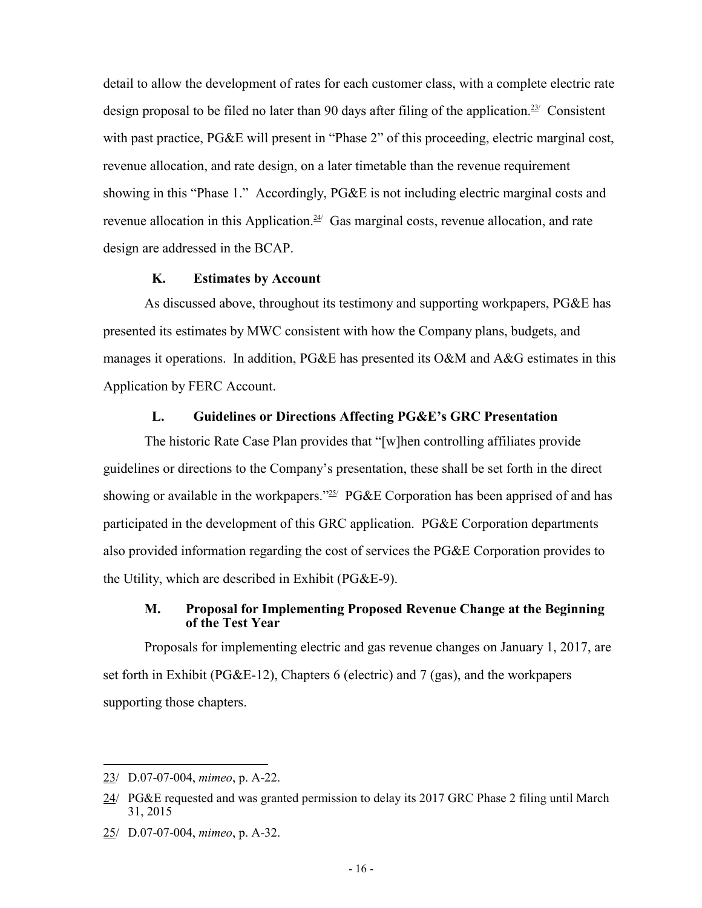detail to allow the development of rates for each customer class, with a complete electric rate design proposal to be filed no later than 90 days after filing of the application.[23] Consistent with past practice, PG&E will present in "Phase 2" of this proceeding, electric marginal cost, revenue allocation, and rate design, on a later timetable than the revenue requirement showing in this "Phase 1." Accordingly, PG&E is not including electric marginal costs and revenue allocation in this Application.[24] Gas marginal costs, revenue allocation, and rate design are addressed in the BCAP.

### K. Estimates by Account

As discussed above, throughout its testimony and supporting workpapers, PG&E has presented its estimates by MWC consistent with how the Company plans, budgets, and manages it operations. In addition, PG&E has presented its O&M and A&G estimates in this Application by FERC Account.

### L. Guidelines or Directions Affecting PG&E's GRC Presentation

The historic Rate Case Plan provides that "[w]hen controlling affiliates provide guidelines or directions to the Company's presentation, these shall be set forth in the direct showing or available in the workpapers."[25] PG&E Corporation has been apprised of and has participated in the development of this GRC application. PG&E Corporation departments also provided information regarding the cost of services the PG&E Corporation provides to the Utility, which are described in Exhibit (PG&E-9).

### M. Proposal for Implementing Proposed Revenue Change at the Beginning of the Test Year

Proposals for implementing electric and gas revenue changes on January 1, 2017, are set forth in Exhibit (PG&E-12), Chapters 6 (electric) and 7 (gas), and the workpapers supporting those chapters.

---

23/ D.07-07-004, *mimeo*, p. A-22.

24/ PG&E requested and was granted permission to delay its 2017 GRC Phase 2 filing until March 31, 2015

25/ D.07-07-004, *mimeo*, p. A-32.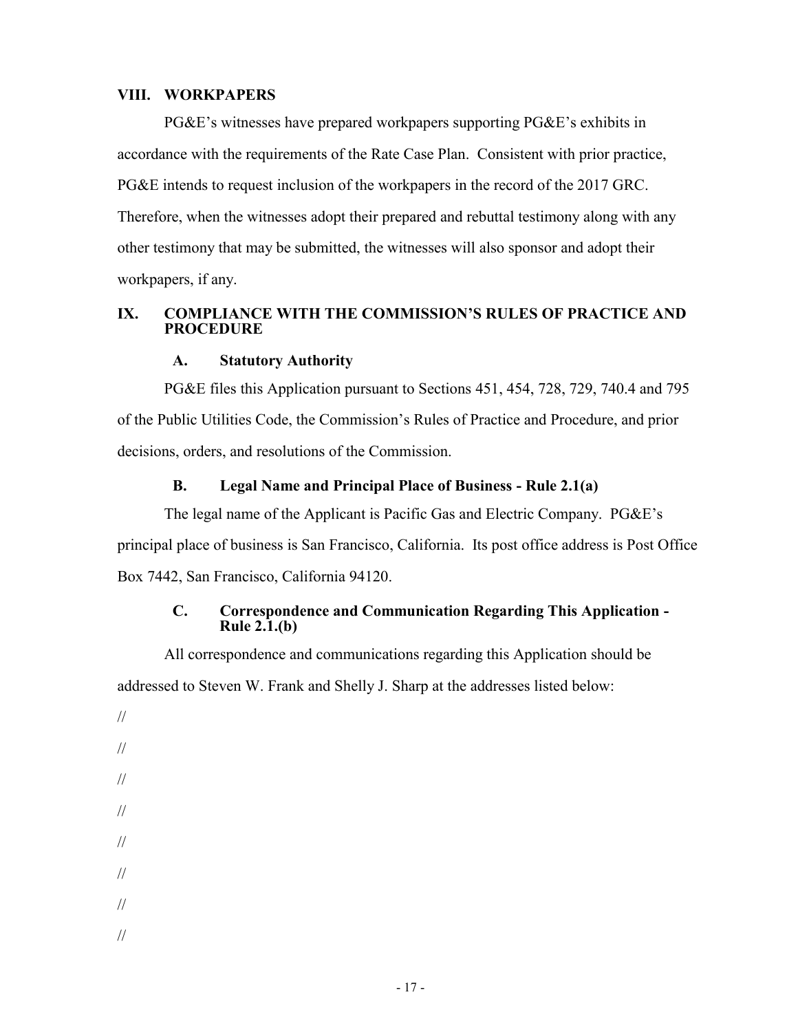## VIII. WORKPAPERS

PG&E's witnesses have prepared workpapers supporting PG&E's exhibits in accordance with the requirements of the Rate Case Plan. Consistent with prior practice, PG&E intends to request inclusion of the workpapers in the record of the 2017 GRC. Therefore, when the witnesses adopt their prepared and rebuttal testimony along with any other testimony that may be submitted, the witnesses will also sponsor and adopt their workpapers, if any.

## IX. COMPLIANCE WITH THE COMMISSION'S RULES OF PRACTICE AND PROCEDURE

### A. Statutory Authority

PG&E files this Application pursuant to Sections 451, 454, 728, 729, 740.4 and 795 of the Public Utilities Code, the Commission's Rules of Practice and Procedure, and prior decisions, orders, and resolutions of the Commission.

### B. Legal Name and Principal Place of Business - Rule 2.1(a)

The legal name of the Applicant is Pacific Gas and Electric Company. PG&E's principal place of business is San Francisco, California. Its post office address is Post Office Box 7442, San Francisco, California 94120.

### C. Correspondence and Communication Regarding This Application - Rule 2.1.(b)

All correspondence and communications regarding this Application should be addressed to Steven W. Frank and Shelly J. Sharp at the addresses listed below:

//

//

//

//

//

//

//

//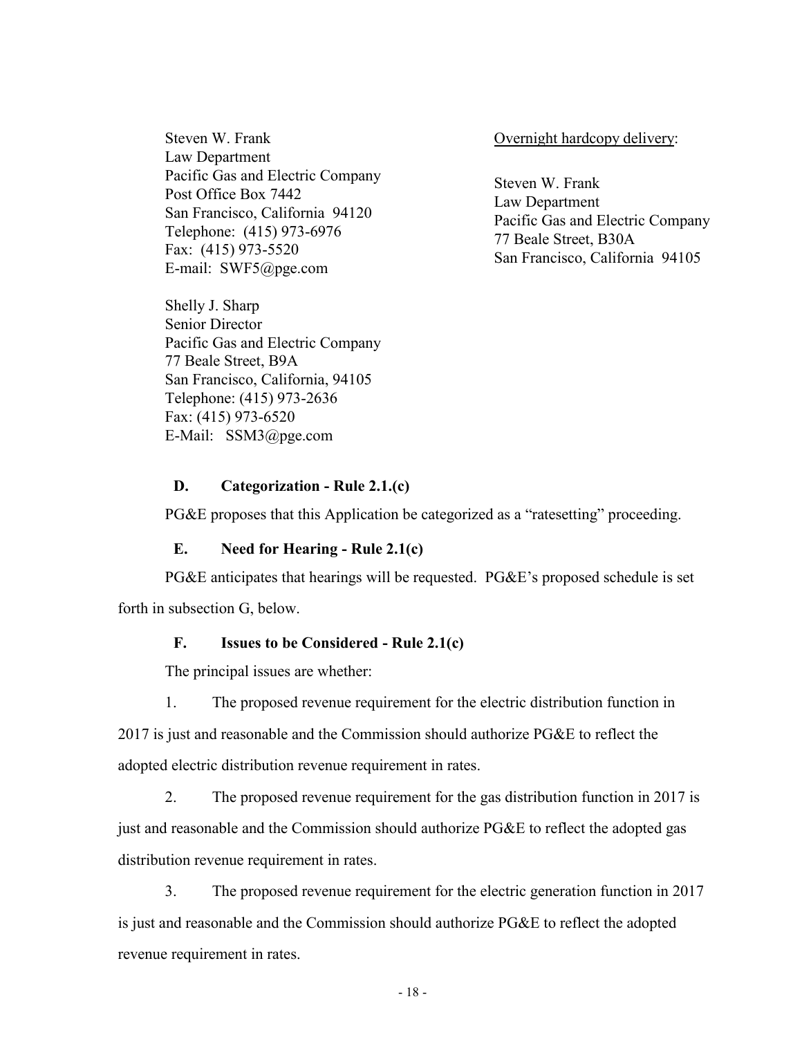Steven W. Frank
Law Department
Pacific Gas and Electric Company
Post Office Box 7442
San Francisco, California 94120
Telephone: (415) 973-6976
Fax: (415) 973-5520
E-mail: SWF5@pge.com

Overnight hardcopy delivery:

Steven W. Frank
Law Department
Pacific Gas and Electric Company
77 Beale Street, B30A
San Francisco, California 94105

Shelly J. Sharp
Senior Director
Pacific Gas and Electric Company
77 Beale Street, B9A
San Francisco, California, 94105
Telephone: (415) 973-2636
Fax: (415) 973-6520
E-Mail: SSM3@pge.com

### D. Categorization - Rule 2.1.(c)

PG&E proposes that this Application be categorized as a "ratesetting" proceeding.

### E. Need for Hearing - Rule 2.1(c)

PG&E anticipates that hearings will be requested. PG&E's proposed schedule is set forth in subsection G, below.

### F. Issues to be Considered - Rule 2.1(c)

The principal issues are whether:

1. The proposed revenue requirement for the electric distribution function in 2017 is just and reasonable and the Commission should authorize PG&E to reflect the adopted electric distribution revenue requirement in rates.

2. The proposed revenue requirement for the gas distribution function in 2017 is just and reasonable and the Commission should authorize PG&E to reflect the adopted gas distribution revenue requirement in rates.

3. The proposed revenue requirement for the electric generation function in 2017 is just and reasonable and the Commission should authorize PG&E to reflect the adopted revenue requirement in rates.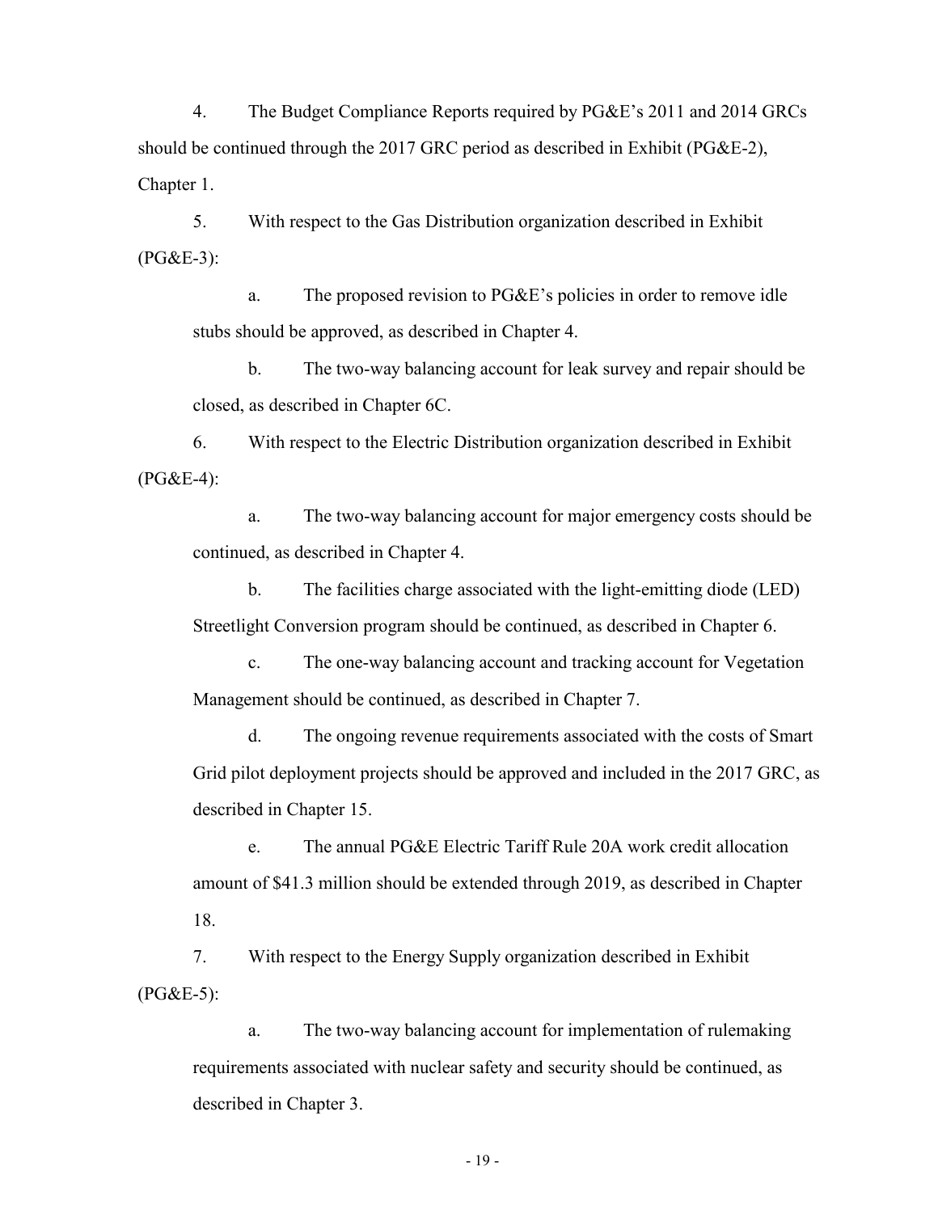4. The Budget Compliance Reports required by PG&E's 2011 and 2014 GRCs should be continued through the 2017 GRC period as described in Exhibit (PG&E-2), Chapter 1.

5. With respect to the Gas Distribution organization described in Exhibit (PG&E-3):

   a. The proposed revision to PG&E's policies in order to remove idle stubs should be approved, as described in Chapter 4.

   b. The two-way balancing account for leak survey and repair should be closed, as described in Chapter 6C.

6. With respect to the Electric Distribution organization described in Exhibit (PG&E-4):

   a. The two-way balancing account for major emergency costs should be continued, as described in Chapter 4.

   b. The facilities charge associated with the light-emitting diode (LED) Streetlight Conversion program should be continued, as described in Chapter 6.

   c. The one-way balancing account and tracking account for Vegetation Management should be continued, as described in Chapter 7.

   d. The ongoing revenue requirements associated with the costs of Smart Grid pilot deployment projects should be approved and included in the 2017 GRC, as described in Chapter 15.

   e. The annual PG&E Electric Tariff Rule 20A work credit allocation amount of $41.3 million should be extended through 2019, as described in Chapter 18.

7. With respect to the Energy Supply organization described in Exhibit (PG&E-5):

   a. The two-way balancing account for implementation of rulemaking requirements associated with nuclear safety and security should be continued, as described in Chapter 3.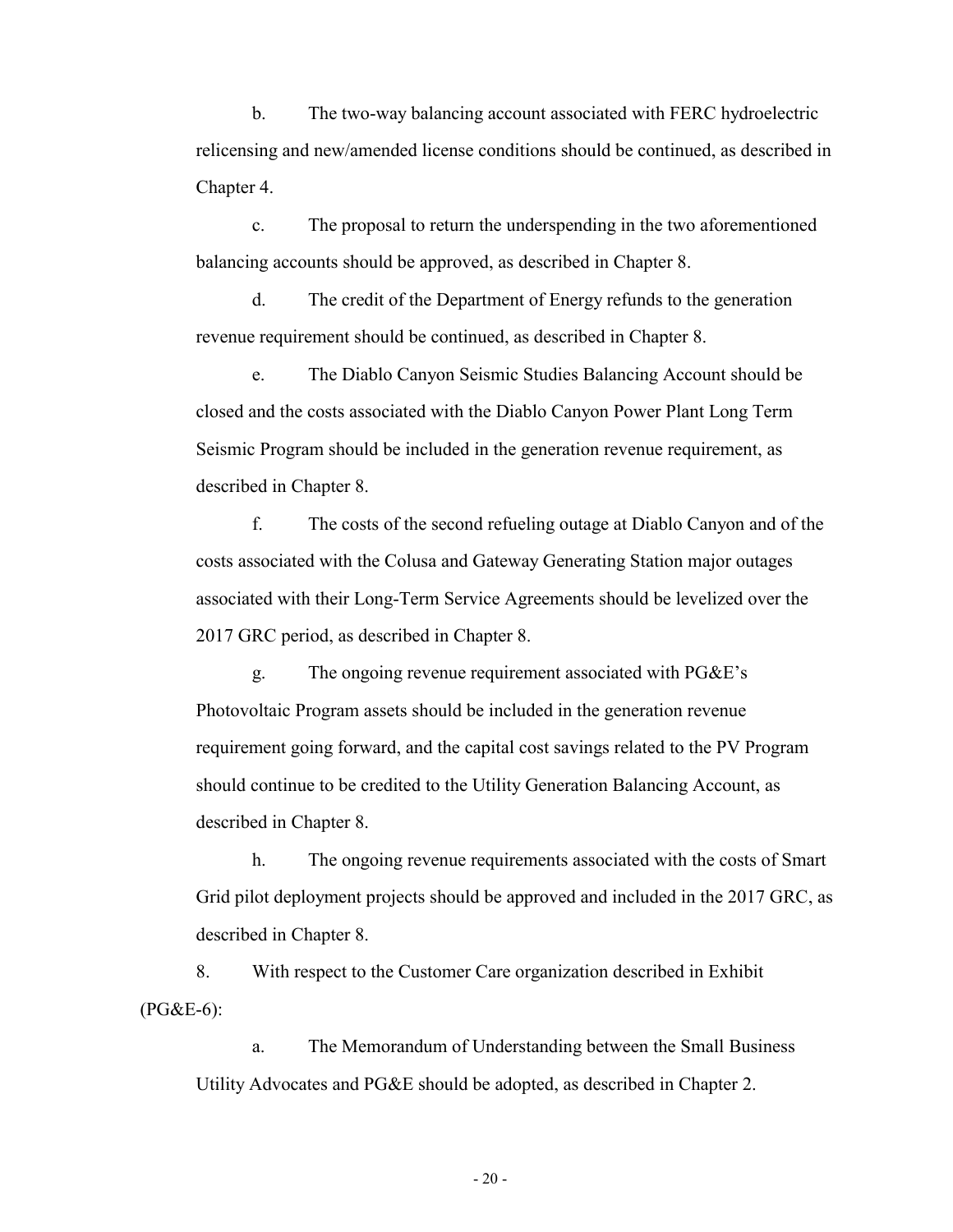b. The two-way balancing account associated with FERC hydroelectric relicensing and new/amended license conditions should be continued, as described in Chapter 4.

c. The proposal to return the underspending in the two aforementioned balancing accounts should be approved, as described in Chapter 8.

d. The credit of the Department of Energy refunds to the generation revenue requirement should be continued, as described in Chapter 8.

e. The Diablo Canyon Seismic Studies Balancing Account should be closed and the costs associated with the Diablo Canyon Power Plant Long Term Seismic Program should be included in the generation revenue requirement, as described in Chapter 8.

f. The costs of the second refueling outage at Diablo Canyon and of the costs associated with the Colusa and Gateway Generating Station major outages associated with their Long-Term Service Agreements should be levelized over the 2017 GRC period, as described in Chapter 8.

g. The ongoing revenue requirement associated with PG&E's Photovoltaic Program assets should be included in the generation revenue requirement going forward, and the capital cost savings related to the PV Program should continue to be credited to the Utility Generation Balancing Account, as described in Chapter 8.

h. The ongoing revenue requirements associated with the costs of Smart Grid pilot deployment projects should be approved and included in the 2017 GRC, as described in Chapter 8.

8. With respect to the Customer Care organization described in Exhibit (PG&E-6):

a. The Memorandum of Understanding between the Small Business Utility Advocates and PG&E should be adopted, as described in Chapter 2.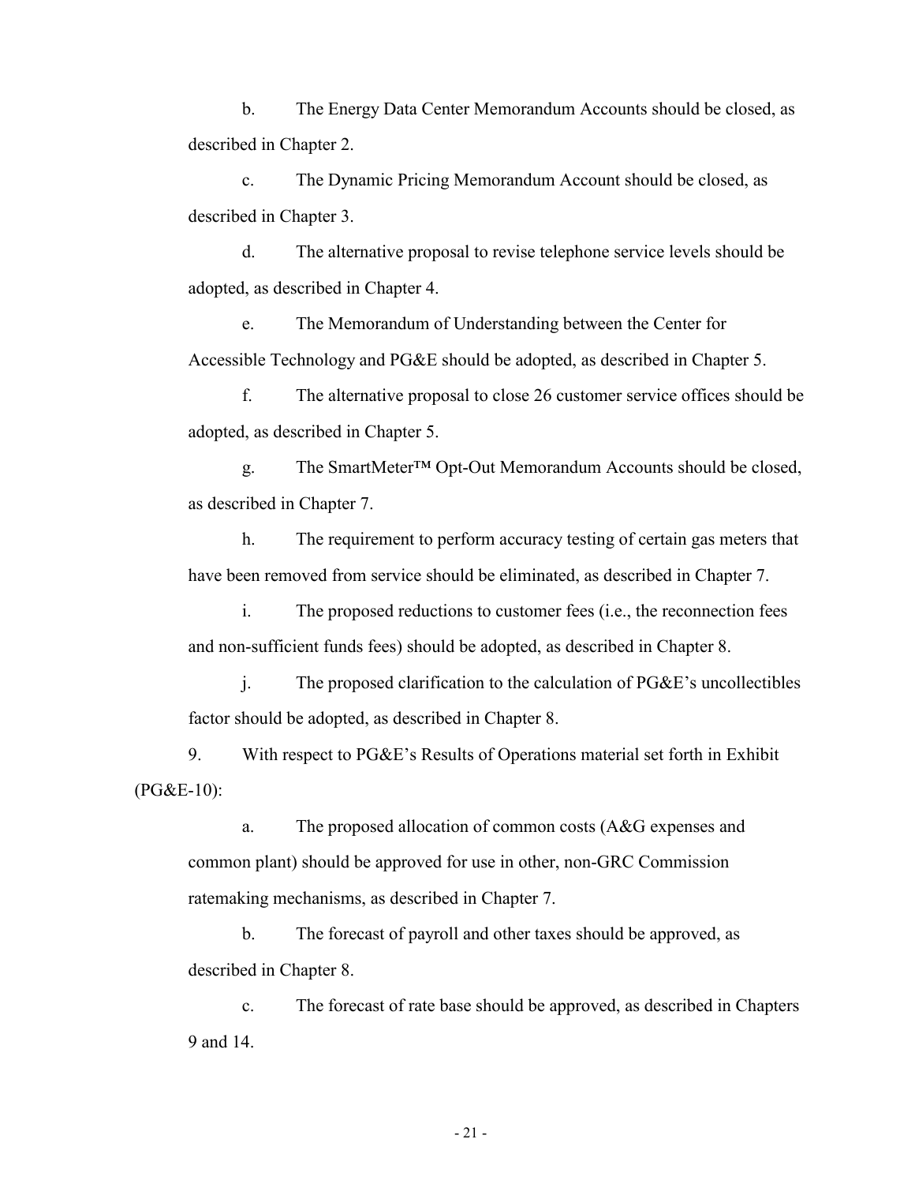b. The Energy Data Center Memorandum Accounts should be closed, as described in Chapter 2.

c. The Dynamic Pricing Memorandum Account should be closed, as described in Chapter 3.

d. The alternative proposal to revise telephone service levels should be adopted, as described in Chapter 4.

e. The Memorandum of Understanding between the Center for Accessible Technology and PG&E should be adopted, as described in Chapter 5.

f. The alternative proposal to close 26 customer service offices should be adopted, as described in Chapter 5.

g. The SmartMeter™ Opt-Out Memorandum Accounts should be closed, as described in Chapter 7.

h. The requirement to perform accuracy testing of certain gas meters that have been removed from service should be eliminated, as described in Chapter 7.

i. The proposed reductions to customer fees (i.e., the reconnection fees and non-sufficient funds fees) should be adopted, as described in Chapter 8.

j. The proposed clarification to the calculation of PG&E's uncollectibles factor should be adopted, as described in Chapter 8.

9. With respect to PG&E's Results of Operations material set forth in Exhibit (PG&E-10):

a. The proposed allocation of common costs (A&G expenses and common plant) should be approved for use in other, non-GRC Commission ratemaking mechanisms, as described in Chapter 7.

b. The forecast of payroll and other taxes should be approved, as described in Chapter 8.

c. The forecast of rate base should be approved, as described in Chapters 9 and 14.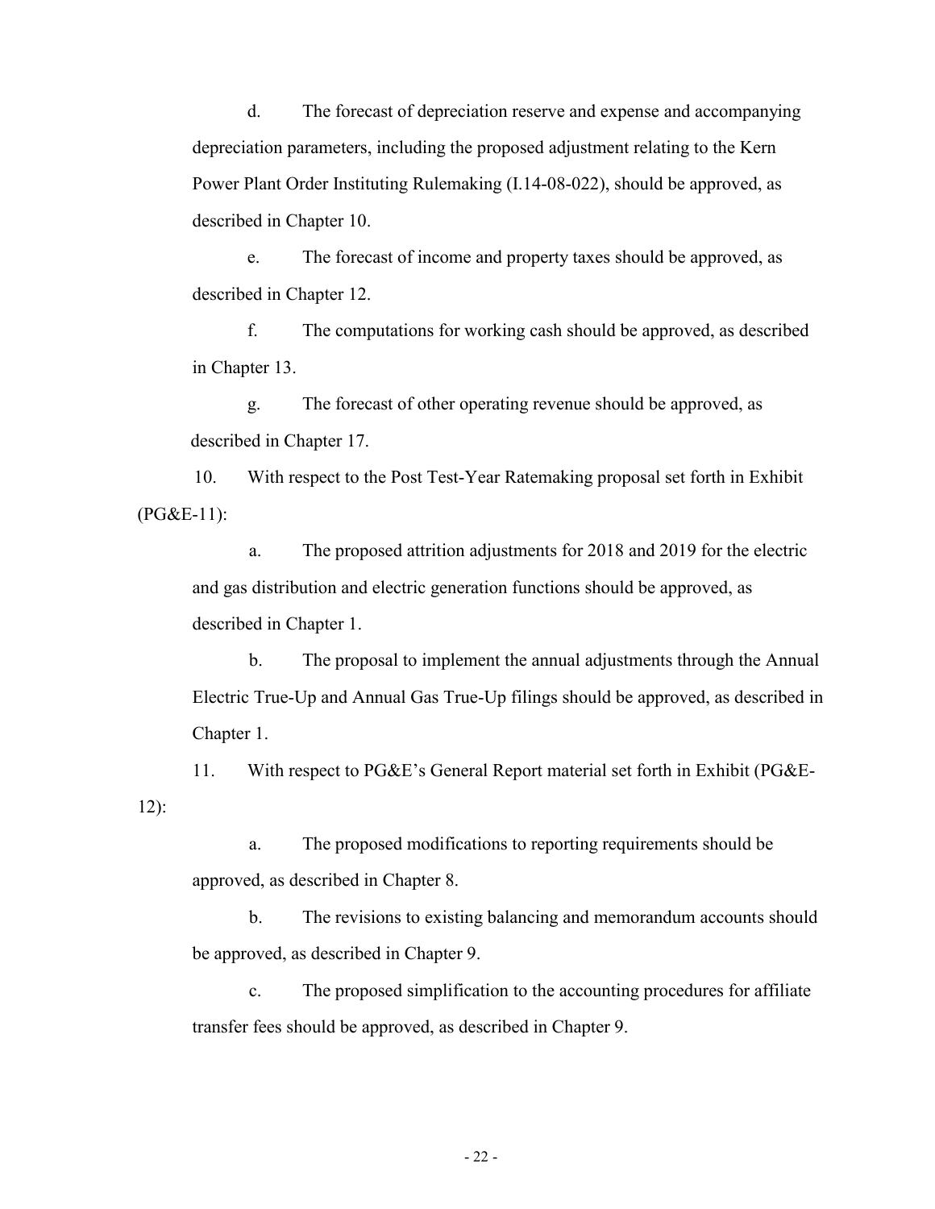d. The forecast of depreciation reserve and expense and accompanying depreciation parameters, including the proposed adjustment relating to the Kern Power Plant Order Instituting Rulemaking (I.14-08-022), should be approved, as described in Chapter 10.

e. The forecast of income and property taxes should be approved, as described in Chapter 12.

f. The computations for working cash should be approved, as described in Chapter 13.

g. The forecast of other operating revenue should be approved, as described in Chapter 17.

10. With respect to the Post Test-Year Ratemaking proposal set forth in Exhibit (PG&E-11):

a. The proposed attrition adjustments for 2018 and 2019 for the electric and gas distribution and electric generation functions should be approved, as described in Chapter 1.

b. The proposal to implement the annual adjustments through the Annual Electric True-Up and Annual Gas True-Up filings should be approved, as described in Chapter 1.

11. With respect to PG&E's General Report material set forth in Exhibit (PG&E-12):

a. The proposed modifications to reporting requirements should be approved, as described in Chapter 8.

b. The revisions to existing balancing and memorandum accounts should be approved, as described in Chapter 9.

c. The proposed simplification to the accounting procedures for affiliate transfer fees should be approved, as described in Chapter 9.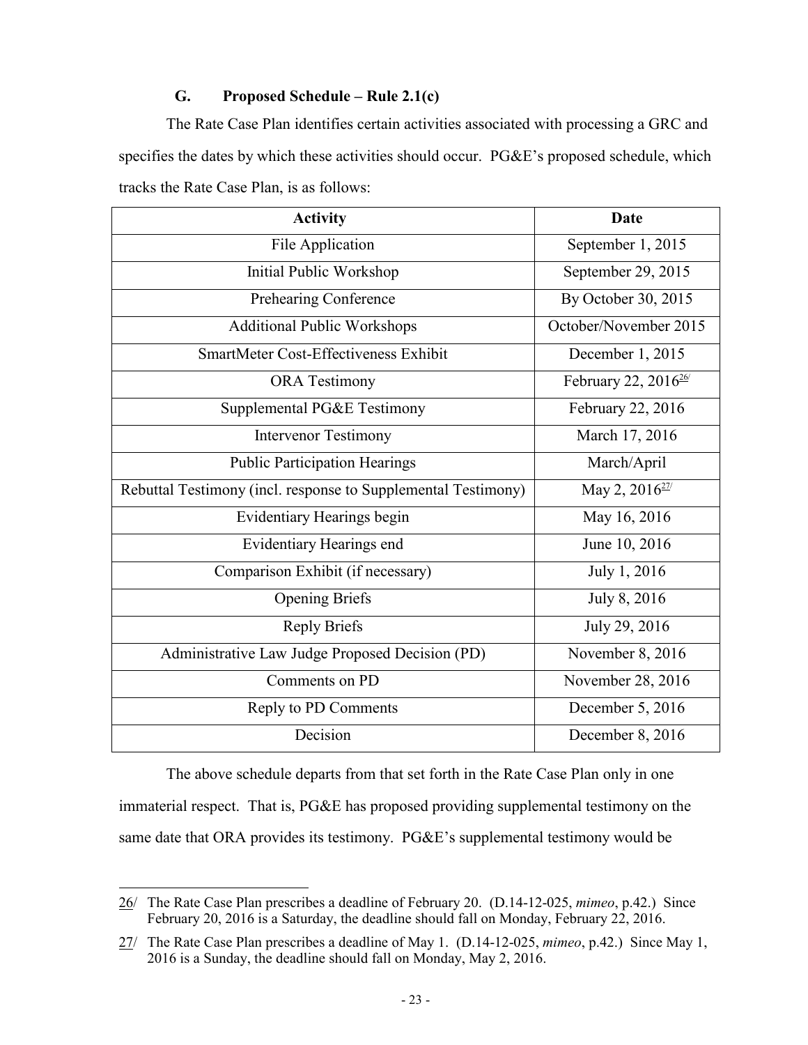### G. Proposed Schedule – Rule 2.1(c)

The Rate Case Plan identifies certain activities associated with processing a GRC and specifies the dates by which these activities should occur. PG&E's proposed schedule, which tracks the Rate Case Plan, is as follows:

| Activity | Date |
|---|---|
| File Application | September 1, 2015 |
| Initial Public Workshop | September 29, 2015 |
| Prehearing Conference | By October 30, 2015 |
| Additional Public Workshops | October/November 2015 |
| SmartMeter Cost-Effectiveness Exhibit | December 1, 2015 |
| ORA Testimony | February 22, 2016[26] |
| Supplemental PG&E Testimony | February 22, 2016 |
| Intervenor Testimony | March 17, 2016 |
| Public Participation Hearings | March/April |
| Rebuttal Testimony (incl. response to Supplemental Testimony) | May 2, 2016[27] |
| Evidentiary Hearings begin | May 16, 2016 |
| Evidentiary Hearings end | June 10, 2016 |
| Comparison Exhibit (if necessary) | July 1, 2016 |
| Opening Briefs | July 8, 2016 |
| Reply Briefs | July 29, 2016 |
| Administrative Law Judge Proposed Decision (PD) | November 8, 2016 |
| Comments on PD | November 28, 2016 |
| Reply to PD Comments | December 5, 2016 |
| Decision | December 8, 2016 |

The above schedule departs from that set forth in the Rate Case Plan only in one immaterial respect. That is, PG&E has proposed providing supplemental testimony on the same date that ORA provides its testimony. PG&E's supplemental testimony would be

---

26/ The Rate Case Plan prescribes a deadline of February 20. (D.14-12-025, *mimeo*, p.42.) Since February 20, 2016 is a Saturday, the deadline should fall on Monday, February 22, 2016.

27/ The Rate Case Plan prescribes a deadline of May 1. (D.14-12-025, *mimeo*, p.42.) Since May 1, 2016 is a Sunday, the deadline should fall on Monday, May 2, 2016.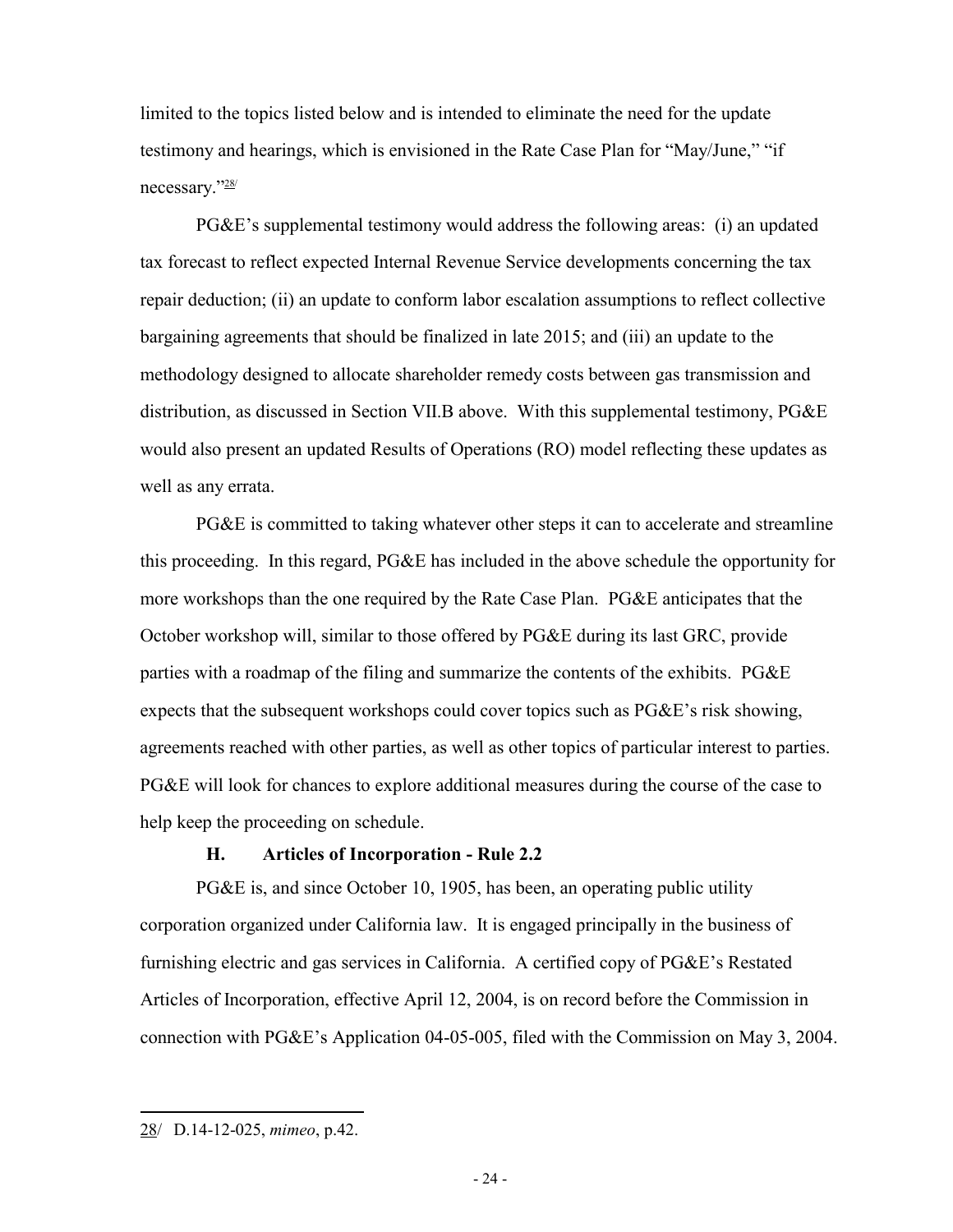limited to the topics listed below and is intended to eliminate the need for the update testimony and hearings, which is envisioned in the Rate Case Plan for "May/June," "if necessary."[28/]

PG&E's supplemental testimony would address the following areas: (i) an updated tax forecast to reflect expected Internal Revenue Service developments concerning the tax repair deduction; (ii) an update to conform labor escalation assumptions to reflect collective bargaining agreements that should be finalized in late 2015; and (iii) an update to the methodology designed to allocate shareholder remedy costs between gas transmission and distribution, as discussed in Section VII.B above. With this supplemental testimony, PG&E would also present an updated Results of Operations (RO) model reflecting these updates as well as any errata.

PG&E is committed to taking whatever other steps it can to accelerate and streamline this proceeding. In this regard, PG&E has included in the above schedule the opportunity for more workshops than the one required by the Rate Case Plan. PG&E anticipates that the October workshop will, similar to those offered by PG&E during its last GRC, provide parties with a roadmap of the filing and summarize the contents of the exhibits. PG&E expects that the subsequent workshops could cover topics such as PG&E's risk showing, agreements reached with other parties, as well as other topics of particular interest to parties. PG&E will look for chances to explore additional measures during the course of the case to help keep the proceeding on schedule.

### H. Articles of Incorporation - Rule 2.2

PG&E is, and since October 10, 1905, has been, an operating public utility corporation organized under California law. It is engaged principally in the business of furnishing electric and gas services in California. A certified copy of PG&E's Restated Articles of Incorporation, effective April 12, 2004, is on record before the Commission in connection with PG&E's Application 04-05-005, filed with the Commission on May 3, 2004.

---

28/ D.14-12-025, *mimeo*, p.42.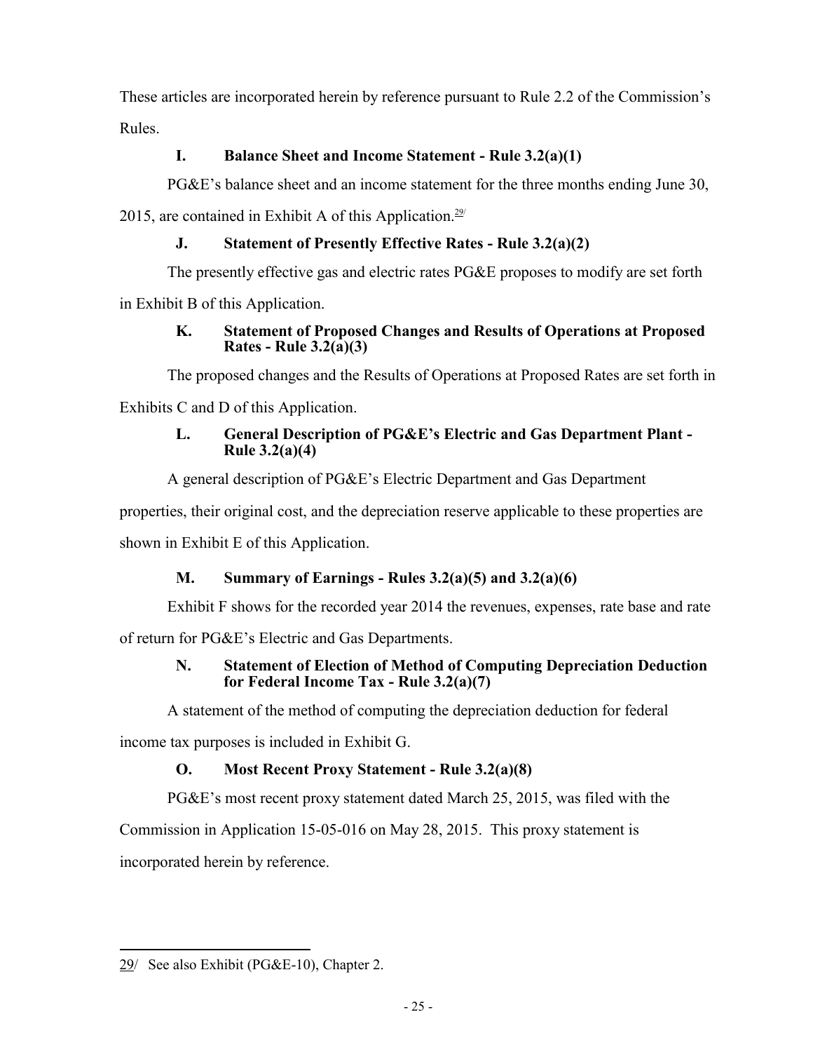These articles are incorporated herein by reference pursuant to Rule 2.2 of the Commission's Rules.

### I. Balance Sheet and Income Statement - Rule 3.2(a)(1)

PG&E's balance sheet and an income statement for the three months ending June 30, 2015, are contained in Exhibit A of this Application.[29/]

### J. Statement of Presently Effective Rates - Rule 3.2(a)(2)

The presently effective gas and electric rates PG&E proposes to modify are set forth in Exhibit B of this Application.

### K. Statement of Proposed Changes and Results of Operations at Proposed Rates - Rule 3.2(a)(3)

The proposed changes and the Results of Operations at Proposed Rates are set forth in Exhibits C and D of this Application.

### L. General Description of PG&E's Electric and Gas Department Plant - Rule 3.2(a)(4)

A general description of PG&E's Electric Department and Gas Department properties, their original cost, and the depreciation reserve applicable to these properties are shown in Exhibit E of this Application.

### M. Summary of Earnings - Rules 3.2(a)(5) and 3.2(a)(6)

Exhibit F shows for the recorded year 2014 the revenues, expenses, rate base and rate of return for PG&E's Electric and Gas Departments.

### N. Statement of Election of Method of Computing Depreciation Deduction for Federal Income Tax - Rule 3.2(a)(7)

A statement of the method of computing the depreciation deduction for federal income tax purposes is included in Exhibit G.

### O. Most Recent Proxy Statement - Rule 3.2(a)(8)

PG&E's most recent proxy statement dated March 25, 2015, was filed with the Commission in Application 15-05-016 on May 28, 2015. This proxy statement is incorporated herein by reference.

---

29/ See also Exhibit (PG&E-10), Chapter 2.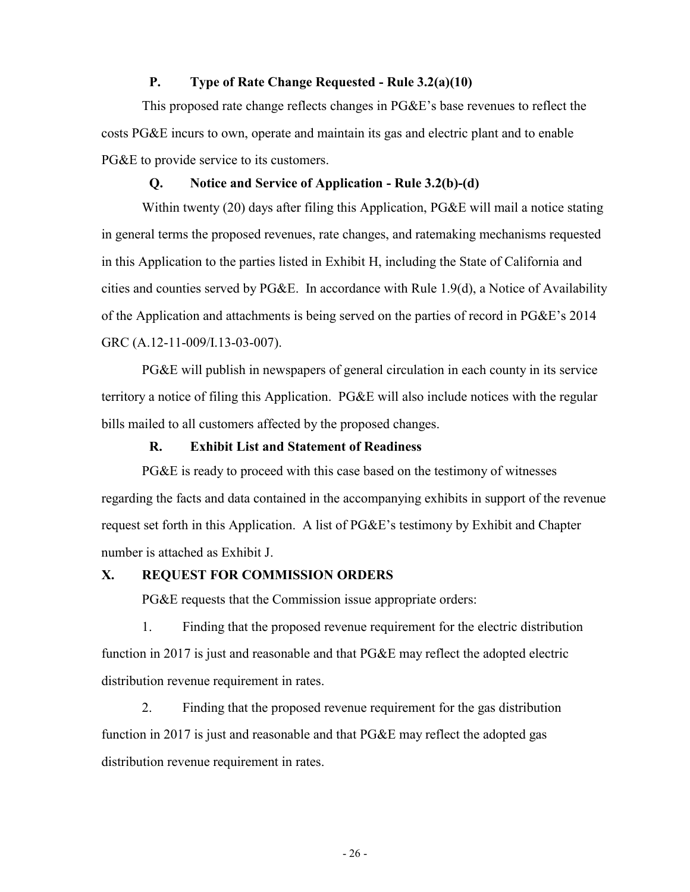### P. Type of Rate Change Requested - Rule 3.2(a)(10)

This proposed rate change reflects changes in PG&E's base revenues to reflect the costs PG&E incurs to own, operate and maintain its gas and electric plant and to enable PG&E to provide service to its customers.

### Q. Notice and Service of Application - Rule 3.2(b)-(d)

Within twenty (20) days after filing this Application, PG&E will mail a notice stating in general terms the proposed revenues, rate changes, and ratemaking mechanisms requested in this Application to the parties listed in Exhibit H, including the State of California and cities and counties served by PG&E. In accordance with Rule 1.9(d), a Notice of Availability of the Application and attachments is being served on the parties of record in PG&E's 2014 GRC (A.12-11-009/I.13-03-007).

PG&E will publish in newspapers of general circulation in each county in its service territory a notice of filing this Application. PG&E will also include notices with the regular bills mailed to all customers affected by the proposed changes.

### R. Exhibit List and Statement of Readiness

PG&E is ready to proceed with this case based on the testimony of witnesses regarding the facts and data contained in the accompanying exhibits in support of the revenue request set forth in this Application. A list of PG&E's testimony by Exhibit and Chapter number is attached as Exhibit J.

## X. REQUEST FOR COMMISSION ORDERS

PG&E requests that the Commission issue appropriate orders:

1. Finding that the proposed revenue requirement for the electric distribution function in 2017 is just and reasonable and that PG&E may reflect the adopted electric distribution revenue requirement in rates.

2. Finding that the proposed revenue requirement for the gas distribution function in 2017 is just and reasonable and that PG&E may reflect the adopted gas distribution revenue requirement in rates.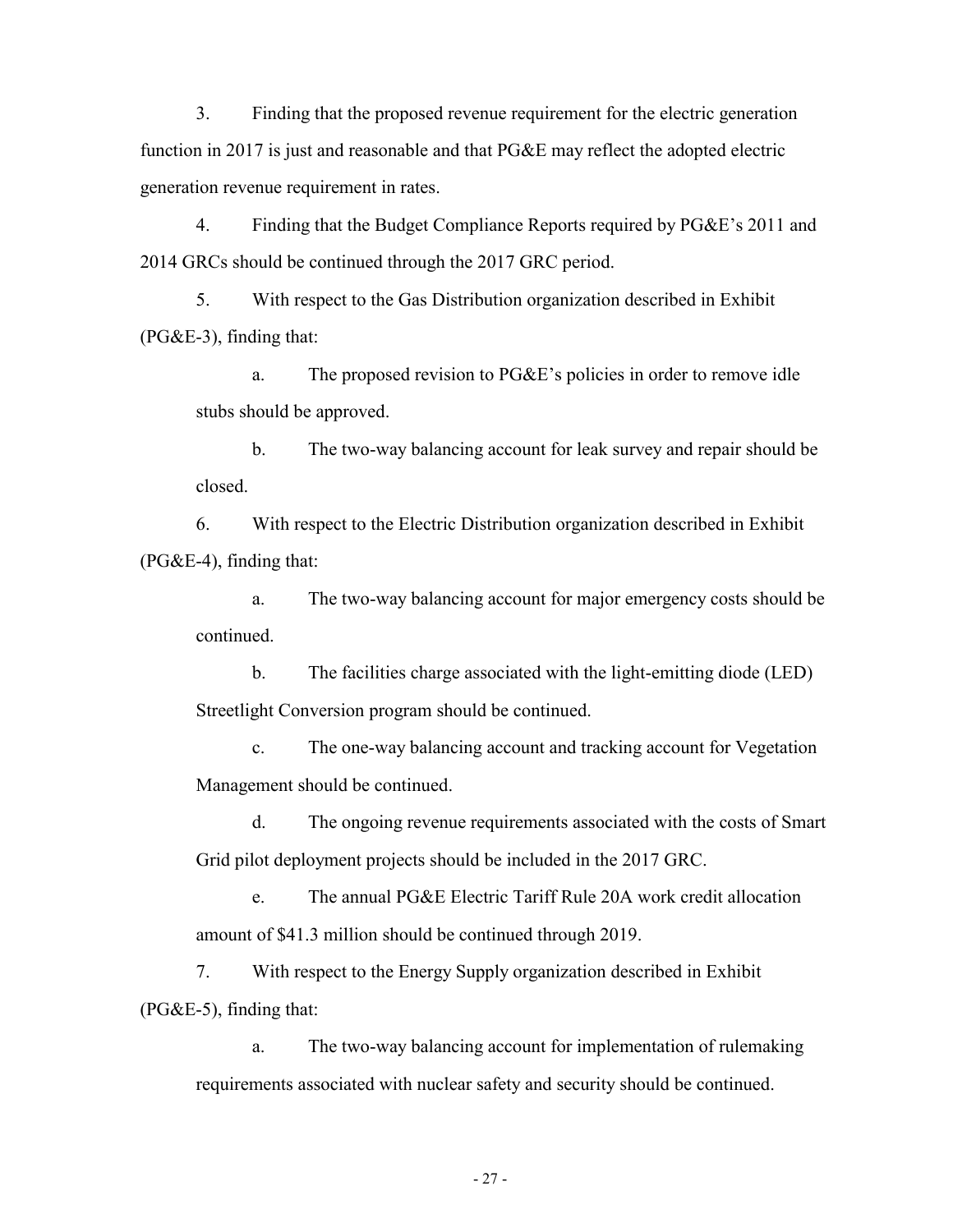3. Finding that the proposed revenue requirement for the electric generation function in 2017 is just and reasonable and that PG&E may reflect the adopted electric generation revenue requirement in rates.

4. Finding that the Budget Compliance Reports required by PG&E's 2011 and 2014 GRCs should be continued through the 2017 GRC period.

5. With respect to the Gas Distribution organization described in Exhibit (PG&E-3), finding that:

   a. The proposed revision to PG&E's policies in order to remove idle stubs should be approved.

   b. The two-way balancing account for leak survey and repair should be closed.

6. With respect to the Electric Distribution organization described in Exhibit (PG&E-4), finding that:

   a. The two-way balancing account for major emergency costs should be continued.

   b. The facilities charge associated with the light-emitting diode (LED) Streetlight Conversion program should be continued.

   c. The one-way balancing account and tracking account for Vegetation Management should be continued.

   d. The ongoing revenue requirements associated with the costs of Smart Grid pilot deployment projects should be included in the 2017 GRC.

   e. The annual PG&E Electric Tariff Rule 20A work credit allocation amount of $41.3 million should be continued through 2019.

7. With respect to the Energy Supply organization described in Exhibit (PG&E-5), finding that:

   a. The two-way balancing account for implementation of rulemaking requirements associated with nuclear safety and security should be continued.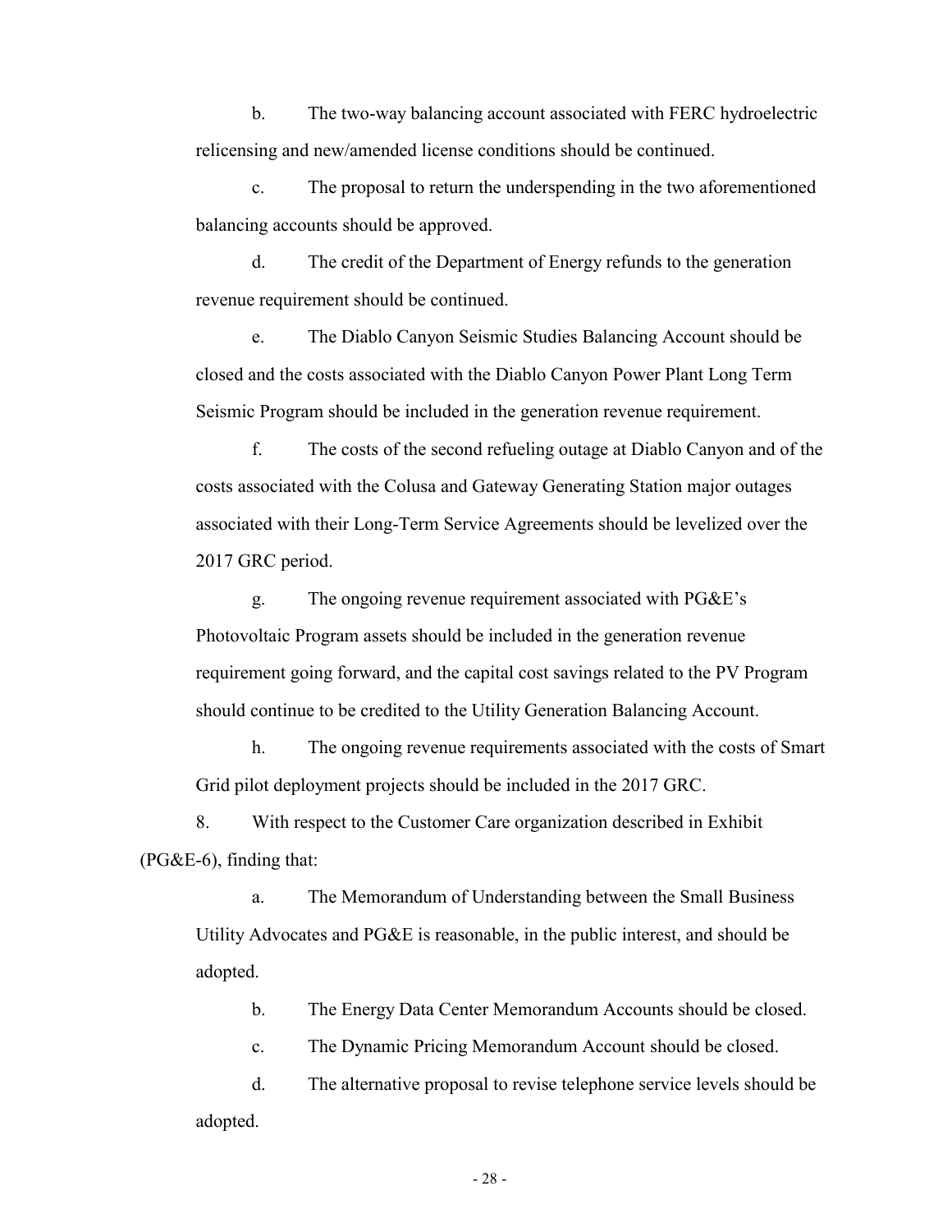b. The two-way balancing account associated with FERC hydroelectric relicensing and new/amended license conditions should be continued.

c. The proposal to return the underspending in the two aforementioned balancing accounts should be approved.

d. The credit of the Department of Energy refunds to the generation revenue requirement should be continued.

e. The Diablo Canyon Seismic Studies Balancing Account should be closed and the costs associated with the Diablo Canyon Power Plant Long Term Seismic Program should be included in the generation revenue requirement.

f. The costs of the second refueling outage at Diablo Canyon and of the costs associated with the Colusa and Gateway Generating Station major outages associated with their Long-Term Service Agreements should be levelized over the 2017 GRC period.

g. The ongoing revenue requirement associated with PG&E's Photovoltaic Program assets should be included in the generation revenue requirement going forward, and the capital cost savings related to the PV Program should continue to be credited to the Utility Generation Balancing Account.

h. The ongoing revenue requirements associated with the costs of Smart Grid pilot deployment projects should be included in the 2017 GRC.

8. With respect to the Customer Care organization described in Exhibit (PG&E-6), finding that:

a. The Memorandum of Understanding between the Small Business Utility Advocates and PG&E is reasonable, in the public interest, and should be adopted.

b. The Energy Data Center Memorandum Accounts should be closed.

c. The Dynamic Pricing Memorandum Account should be closed.

d. The alternative proposal to revise telephone service levels should be adopted.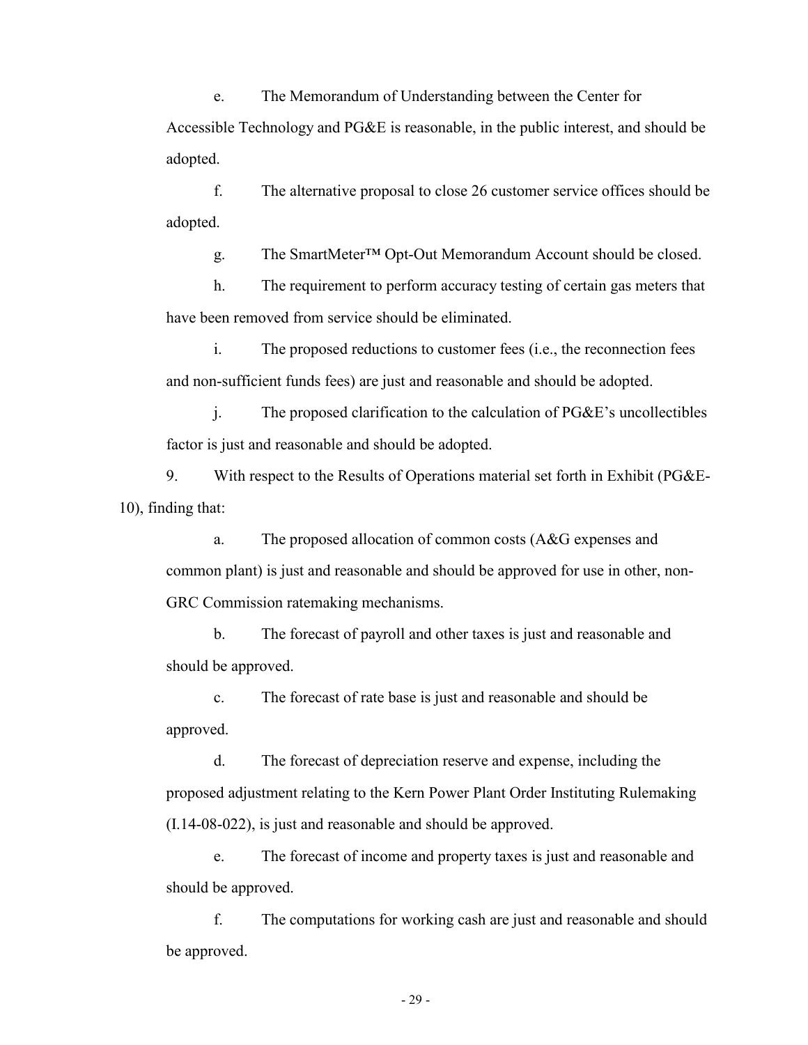e. The Memorandum of Understanding between the Center for Accessible Technology and PG&E is reasonable, in the public interest, and should be adopted.

f. The alternative proposal to close 26 customer service offices should be adopted.

g. The SmartMeter™ Opt-Out Memorandum Account should be closed.

h. The requirement to perform accuracy testing of certain gas meters that have been removed from service should be eliminated.

i. The proposed reductions to customer fees (i.e., the reconnection fees and non-sufficient funds fees) are just and reasonable and should be adopted.

j. The proposed clarification to the calculation of PG&E's uncollectibles factor is just and reasonable and should be adopted.

9. With respect to the Results of Operations material set forth in Exhibit (PG&E-10), finding that:

a. The proposed allocation of common costs (A&G expenses and common plant) is just and reasonable and should be approved for use in other, non-GRC Commission ratemaking mechanisms.

b. The forecast of payroll and other taxes is just and reasonable and should be approved.

c. The forecast of rate base is just and reasonable and should be approved.

d. The forecast of depreciation reserve and expense, including the proposed adjustment relating to the Kern Power Plant Order Instituting Rulemaking (I.14-08-022), is just and reasonable and should be approved.

e. The forecast of income and property taxes is just and reasonable and should be approved.

f. The computations for working cash are just and reasonable and should be approved.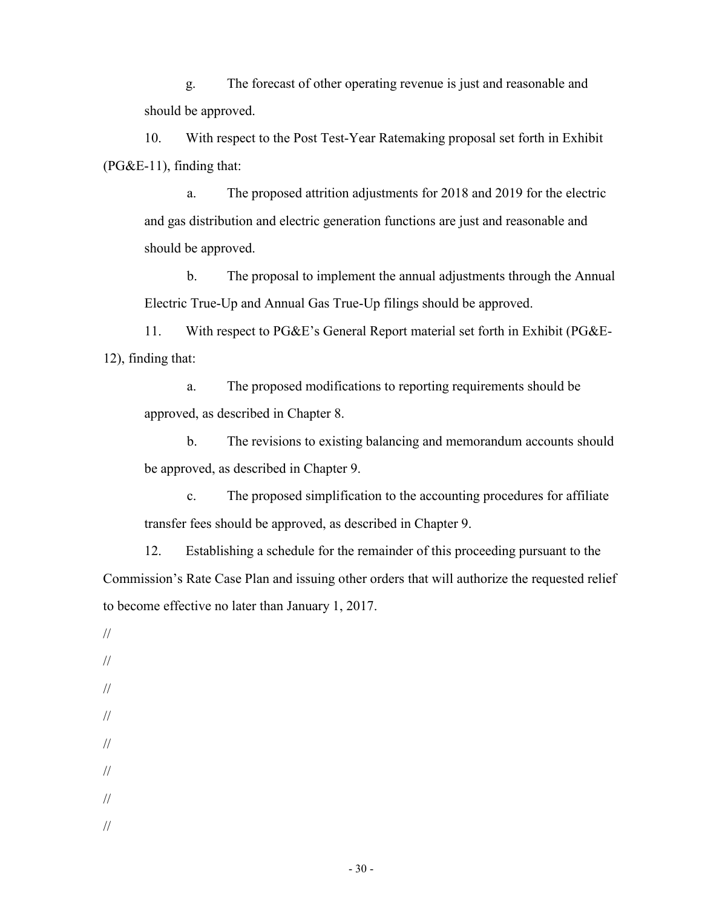g. The forecast of other operating revenue is just and reasonable and should be approved.

10. With respect to the Post Test-Year Ratemaking proposal set forth in Exhibit (PG&E-11), finding that:

a. The proposed attrition adjustments for 2018 and 2019 for the electric and gas distribution and electric generation functions are just and reasonable and should be approved.

b. The proposal to implement the annual adjustments through the Annual Electric True-Up and Annual Gas True-Up filings should be approved.

11. With respect to PG&E's General Report material set forth in Exhibit (PG&E-12), finding that:

a. The proposed modifications to reporting requirements should be approved, as described in Chapter 8.

b. The revisions to existing balancing and memorandum accounts should be approved, as described in Chapter 9.

c. The proposed simplification to the accounting procedures for affiliate transfer fees should be approved, as described in Chapter 9.

12. Establishing a schedule for the remainder of this proceeding pursuant to the Commission's Rate Case Plan and issuing other orders that will authorize the requested relief to become effective no later than January 1, 2017.

//

//

//

//

//

//

//

//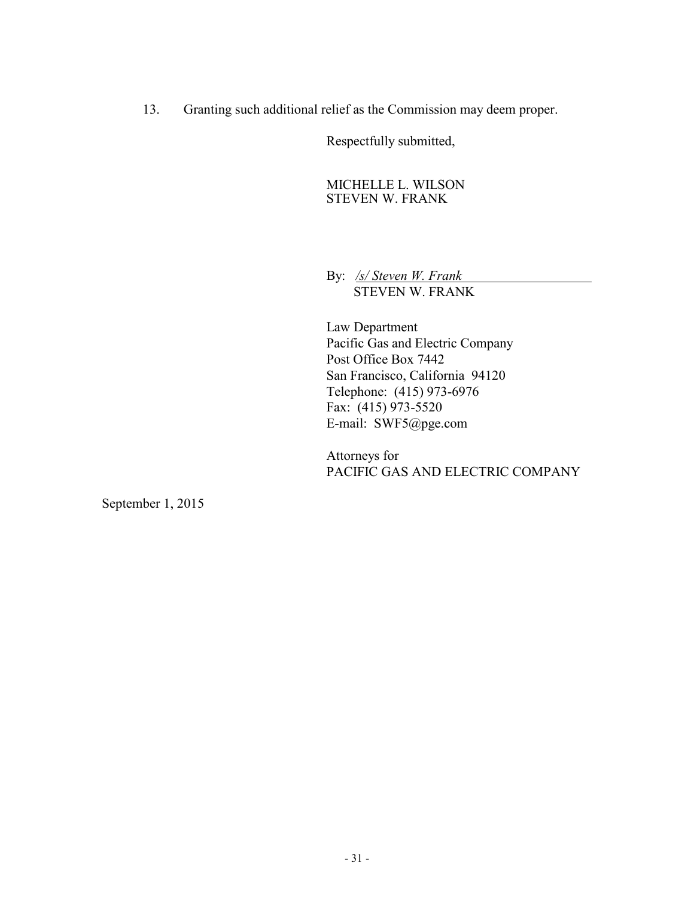13. Granting such additional relief as the Commission may deem proper.

Respectfully submitted,

MICHELLE L. WILSON
STEVEN W. FRANK

By: */s/ Steven W. Frank*
STEVEN W. FRANK

Law Department
Pacific Gas and Electric Company
Post Office Box 7442
San Francisco, California 94120
Telephone: (415) 973-6976
Fax: (415) 973-5520
E-mail: SWF5@pge.com

Attorneys for
PACIFIC GAS AND ELECTRIC COMPANY

September 1, 2015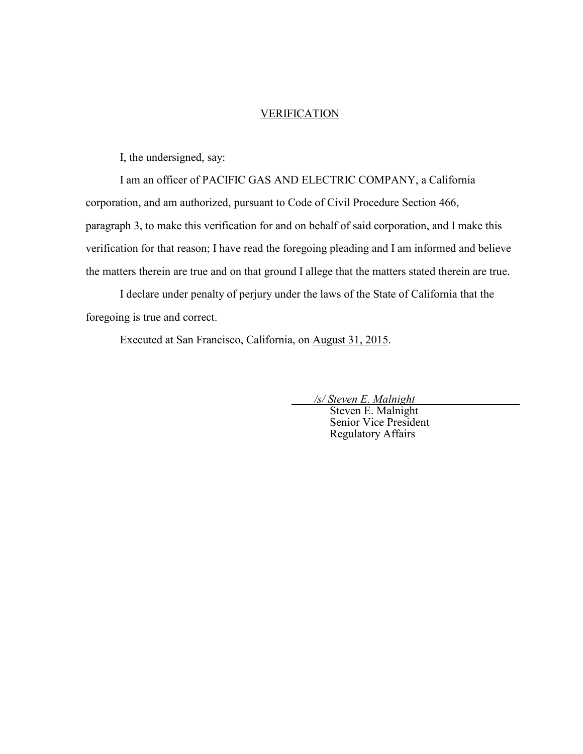VERIFICATION

I, the undersigned, say:

I am an officer of PACIFIC GAS AND ELECTRIC COMPANY, a California corporation, and am authorized, pursuant to Code of Civil Procedure Section 466, paragraph 3, to make this verification for and on behalf of said corporation, and I make this verification for that reason; I have read the foregoing pleading and I am informed and believe the matters therein are true and on that ground I allege that the matters stated therein are true.

I declare under penalty of perjury under the laws of the State of California that the foregoing is true and correct.

Executed at San Francisco, California, on August 31, 2015.

*/s/ Steven E. Malnight*

Steven E. Malnight
Senior Vice President
Regulatory Affairs